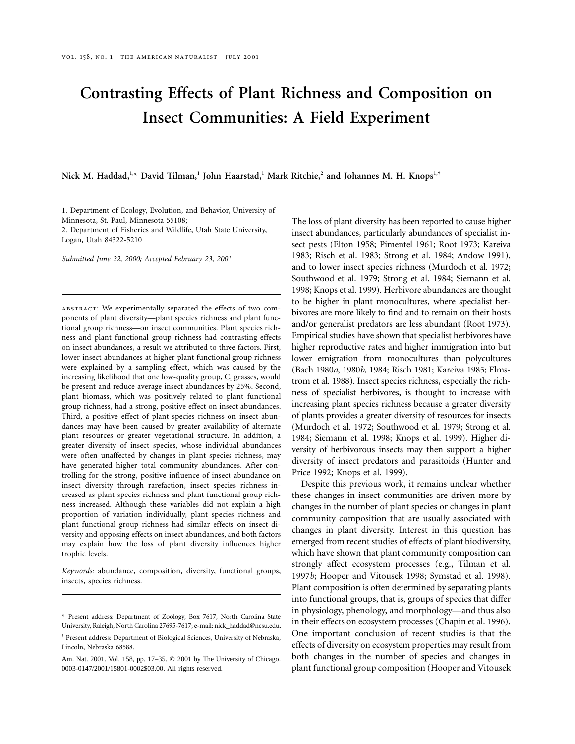# Contrasting Effects of Plant Richness and Composition on Insect Communities: A Field Experiment

Nick M. Haddad,[1,*] David Tilman,[1] John Haarstad,[1] Mark Ritchie,[2] and Johannes M. H. Knops[1,†]

1. Department of Ecology, Evolution, and Behavior, University of Minnesota, St. Paul, Minnesota 55108;
2. Department of Fisheries and Wildlife, Utah State University, Logan, Utah 84322-5210

*Submitted June 22, 2000; Accepted February 23, 2001*

---

ABSTRACT: We experimentally separated the effects of two components of plant diversity—plant species richness and plant functional group richness—on insect communities. Plant species richness and plant functional group richness had contrasting effects on insect abundances, a result we attributed to three factors. First, lower insect abundances at higher plant functional group richness were explained by a sampling effect, which was caused by the increasing likelihood that one low-quality group, $C_4$ grasses, would be present and reduce average insect abundances by 25%. Second, plant biomass, which was positively related to plant functional group richness, had a strong, positive effect on insect abundances. Third, a positive effect of plant species richness on insect abundances may have been caused by greater availability of alternate plant resources or greater vegetational structure. In addition, a greater diversity of insect species, whose individual abundances were often unaffected by changes in plant species richness, may have generated higher total community abundances. After controlling for the strong, positive influence of insect abundance on insect diversity through rarefaction, insect species richness increased as plant species richness and plant functional group richness increased. Although these variables did not explain a high proportion of variation individually, plant species richness and plant functional group richness had similar effects on insect diversity and opposing effects on insect abundances, and both factors may explain how the loss of plant diversity influences higher trophic levels.

*Keywords:* abundance, composition, diversity, functional groups, insects, species richness.

---

\* Present address: Department of Zoology, Box 7617, North Carolina State University, Raleigh, North Carolina 27695-7617; e-mail: nick_haddad@ncsu.edu.

† Present address: Department of Biological Sciences, University of Nebraska, Lincoln, Nebraska 68588.

Am. Nat. 2001. Vol. 158, pp. 17–35. © 2001 by The University of Chicago. 0003-0147/2001/15801-0002$03.00. All rights reserved.

The loss of plant diversity has been reported to cause higher insect abundances, particularly abundances of specialist insect pests (Elton 1958; Pimentel 1961; Root 1973; Kareiva 1983; Risch et al. 1983; Strong et al. 1984; Andow 1991), and to lower insect species richness (Murdoch et al. 1972; Southwood et al. 1979; Strong et al. 1984; Siemann et al. 1998; Knops et al. 1999). Herbivore abundances are thought to be higher in plant monocultures, where specialist herbivores are more likely to find and to remain on their hosts and/or generalist predators are less abundant (Root 1973). Empirical studies have shown that specialist herbivores have higher reproductive rates and higher immigration into but lower emigration from monocultures than polycultures (Bach 1980*a*, 1980*b*, 1984; Risch 1981; Kareiva 1985; Elmstrom et al. 1988). Insect species richness, especially the richness of specialist herbivores, is thought to increase with increasing plant species richness because a greater diversity of plants provides a greater diversity of resources for insects (Murdoch et al. 1972; Southwood et al. 1979; Strong et al. 1984; Siemann et al. 1998; Knops et al. 1999). Higher diversity of herbivorous insects may then support a higher diversity of insect predators and parasitoids (Hunter and Price 1992; Knops et al. 1999).

Despite this previous work, it remains unclear whether these changes in insect communities are driven more by changes in the number of plant species or changes in plant community composition that are usually associated with changes in plant diversity. Interest in this question has emerged from recent studies of effects of plant biodiversity, which have shown that plant community composition can strongly affect ecosystem processes (e.g., Tilman et al. 1997*b*; Hooper and Vitousek 1998; Symstad et al. 1998). Plant composition is often determined by separating plants into functional groups, that is, groups of species that differ in physiology, phenology, and morphology—and thus also in their effects on ecosystem processes (Chapin et al. 1996). One important conclusion of recent studies is that the effects of diversity on ecosystem properties may result from both changes in the number of species and changes in plant functional group composition (Hooper and Vitousek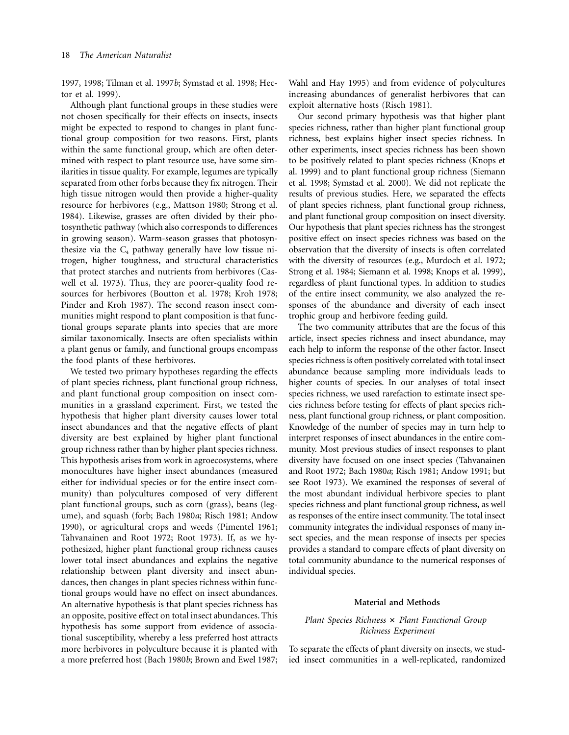1997, 1998; Tilman et al. 1997*b*; Symstad et al. 1998; Hector et al. 1999).

Although plant functional groups in these studies were not chosen specifically for their effects on insects, insects might be expected to respond to changes in plant functional group composition for two reasons. First, plants within the same functional group, which are often determined with respect to plant resource use, have some similarities in tissue quality. For example, legumes are typically separated from other forbs because they fix nitrogen. Their high tissue nitrogen would then provide a higher-quality resource for herbivores (e.g., Mattson 1980; Strong et al. 1984). Likewise, grasses are often divided by their photosynthetic pathway (which also corresponds to differences in growing season). Warm-season grasses that photosynthesize via the $C_4$ pathway generally have low tissue nitrogen, higher toughness, and structural characteristics that protect starches and nutrients from herbivores (Caswell et al. 1973). Thus, they are poorer-quality food resources for herbivores (Boutton et al. 1978; Kroh 1978; Pinder and Kroh 1987). The second reason insect communities might respond to plant composition is that functional groups separate plants into species that are more similar taxonomically. Insects are often specialists within a plant genus or family, and functional groups encompass the food plants of these herbivores.

We tested two primary hypotheses regarding the effects of plant species richness, plant functional group richness, and plant functional group composition on insect communities in a grassland experiment. First, we tested the hypothesis that higher plant diversity causes lower total insect abundances and that the negative effects of plant diversity are best explained by higher plant functional group richness rather than by higher plant species richness. This hypothesis arises from work in agroecosystems, where monocultures have higher insect abundances (measured either for individual species or for the entire insect community) than polycultures composed of very different plant functional groups, such as corn (grass), beans (legume), and squash (forb; Bach 1980*a*; Risch 1981; Andow 1990), or agricultural crops and weeds (Pimentel 1961; Tahvanainen and Root 1972; Root 1973). If, as we hypothesized, higher plant functional group richness causes lower total insect abundances and explains the negative relationship between plant diversity and insect abundances, then changes in plant species richness within functional groups would have no effect on insect abundances. An alternative hypothesis is that plant species richness has an opposite, positive effect on total insect abundances. This hypothesis has some support from evidence of associational susceptibility, whereby a less preferred host attracts more herbivores in polyculture because it is planted with a more preferred host (Bach 1980*b*; Brown and Ewel 1987; Wahl and Hay 1995) and from evidence of polycultures increasing abundances of generalist herbivores that can exploit alternative hosts (Risch 1981).

Our second primary hypothesis was that higher plant species richness, rather than higher plant functional group richness, best explains higher insect species richness. In other experiments, insect species richness has been shown to be positively related to plant species richness (Knops et al. 1999) and to plant functional group richness (Siemann et al. 1998; Symstad et al. 2000). We did not replicate the results of previous studies. Here, we separated the effects of plant species richness, plant functional group richness, and plant functional group composition on insect diversity. Our hypothesis that plant species richness has the strongest positive effect on insect species richness was based on the observation that the diversity of insects is often correlated with the diversity of resources (e.g., Murdoch et al. 1972; Strong et al. 1984; Siemann et al. 1998; Knops et al. 1999), regardless of plant functional types. In addition to studies of the entire insect community, we also analyzed the responses of the abundance and diversity of each insect trophic group and herbivore feeding guild.

The two community attributes that are the focus of this article, insect species richness and insect abundance, may each help to inform the response of the other factor. Insect species richness is often positively correlated with total insect abundance because sampling more individuals leads to higher counts of species. In our analyses of total insect species richness, we used rarefaction to estimate insect species richness before testing for effects of plant species richness, plant functional group richness, or plant composition. Knowledge of the number of species may in turn help to interpret responses of insect abundances in the entire community. Most previous studies of insect responses to plant diversity have focused on one insect species (Tahvanainen and Root 1972; Bach 1980*a*; Risch 1981; Andow 1991; but see Root 1973). We examined the responses of several of the most abundant individual herbivore species to plant species richness and plant functional group richness, as well as responses of the entire insect community. The total insect community integrates the individual responses of many insect species, and the mean response of insects per species provides a standard to compare effects of plant diversity on total community abundance to the numerical responses of individual species.

## Material and Methods

### *Plant Species Richness × Plant Functional Group Richness Experiment*

To separate the effects of plant diversity on insects, we studied insect communities in a well-replicated, randomized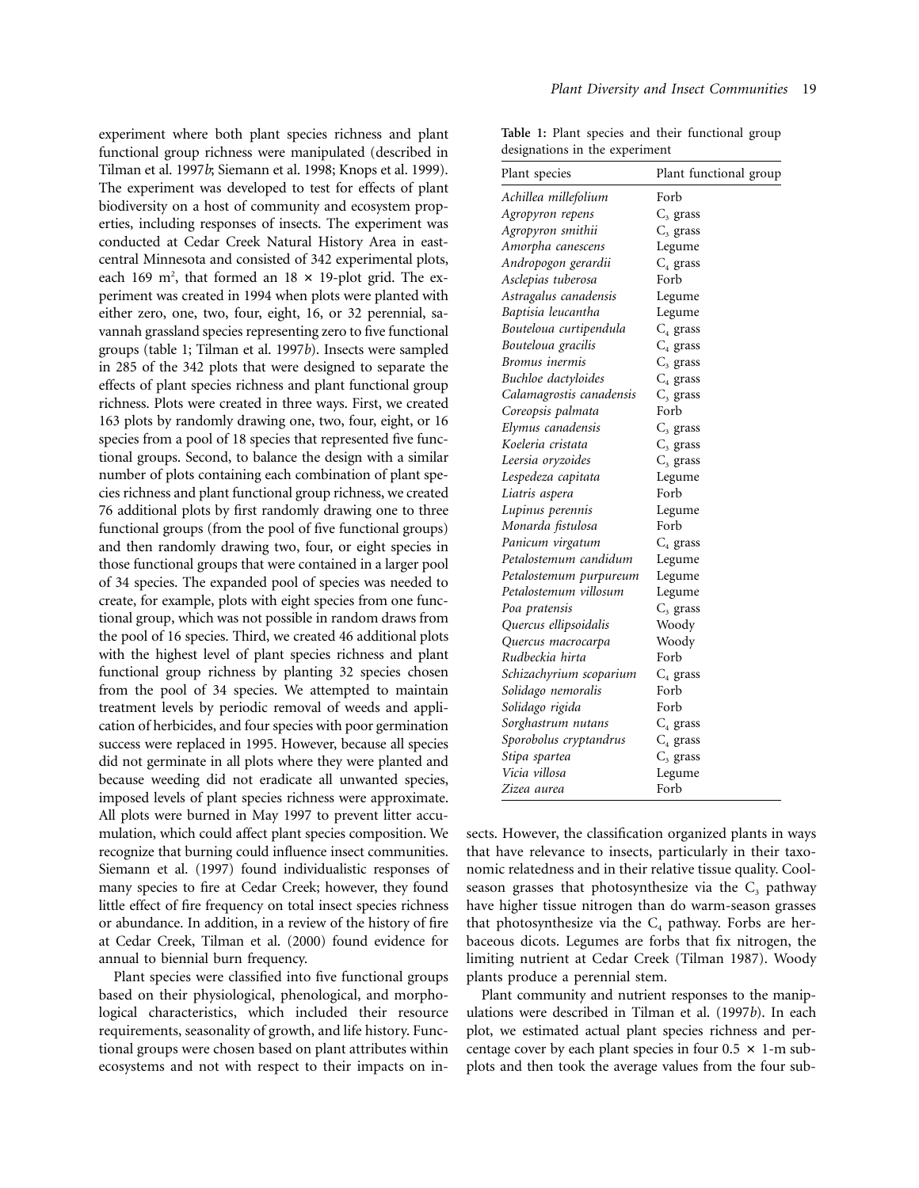experiment where both plant species richness and plant functional group richness were manipulated (described in Tilman et al. 1997*b*; Siemann et al. 1998; Knops et al. 1999). The experiment was developed to test for effects of plant biodiversity on a host of community and ecosystem properties, including responses of insects. The experiment was conducted at Cedar Creek Natural History Area in east-central Minnesota and consisted of 342 experimental plots, each 169 $m^2$, that formed an 18 × 19-plot grid. The experiment was created in 1994 when plots were planted with either zero, one, two, four, eight, 16, or 32 perennial, savannah grassland species representing zero to five functional groups (table 1; Tilman et al. 1997*b*). Insects were sampled in 285 of the 342 plots that were designed to separate the effects of plant species richness and plant functional group richness. Plots were created in three ways. First, we created 163 plots by randomly drawing one, two, four, eight, or 16 species from a pool of 18 species that represented five functional groups. Second, to balance the design with a similar number of plots containing each combination of plant species richness and plant functional group richness, we created 76 additional plots by first randomly drawing one to three functional groups (from the pool of five functional groups) and then randomly drawing two, four, or eight species in those functional groups that were contained in a larger pool of 34 species. The expanded pool of species was needed to create, for example, plots with eight species from one functional group, which was not possible in random draws from the pool of 16 species. Third, we created 46 additional plots with the highest level of plant species richness and plant functional group richness by planting 32 species chosen from the pool of 34 species. We attempted to maintain treatment levels by periodic removal of weeds and application of herbicides, and four species with poor germination success were replaced in 1995. However, because all species did not germinate in all plots where they were planted and because weeding did not eradicate all unwanted species, imposed levels of plant species richness were approximate. All plots were burned in May 1997 to prevent litter accumulation, which could affect plant species composition. We recognize that burning could influence insect communities. Siemann et al. (1997) found individualistic responses of many species to fire at Cedar Creek; however, they found little effect of fire frequency on total insect species richness or abundance. In addition, in a review of the history of fire at Cedar Creek, Tilman et al. (2000) found evidence for annual to biennial burn frequency.

Plant species were classified into five functional groups based on their physiological, phenological, and morphological characteristics, which included their resource requirements, seasonality of growth, and life history. Functional groups were chosen based on plant attributes within ecosystems and not with respect to their impacts on insects. However, the classification organized plants in ways that have relevance to insects, particularly in their taxonomic relatedness and in their relative tissue quality. Cool-season grasses that photosynthesize via the $C_3$ pathway have higher tissue nitrogen than do warm-season grasses that photosynthesize via the $C_4$ pathway. Forbs are herbaceous dicots. Legumes are forbs that fix nitrogen, the limiting nutrient at Cedar Creek (Tilman 1987). Woody plants produce a perennial stem.

Plant community and nutrient responses to the manipulations were described in Tilman et al. (1997*b*). In each plot, we estimated actual plant species richness and percentage cover by each plant species in four 0.5 × 1-m subplots and then took the average values from the four sub-

**Table 1:** Plant species and their functional group designations in the experiment

| Plant species | Plant functional group |
|---|---|
| *Achillea millefolium* | Forb |
| *Agropyron repens* | $C_3$ grass |
| *Agropyron smithii* | $C_3$ grass |
| *Amorpha canescens* | Legume |
| *Andropogon gerardii* | $C_4$ grass |
| *Asclepias tuberosa* | Forb |
| *Astragalus canadensis* | Legume |
| *Baptisia leucantha* | Legume |
| *Bouteloua curtipendula* | $C_4$ grass |
| *Bouteloua gracilis* | $C_4$ grass |
| *Bromus inermis* | $C_3$ grass |
| *Buchloe dactyloides* | $C_4$ grass |
| *Calamagrostis canadensis* | $C_3$ grass |
| *Coreopsis palmata* | Forb |
| *Elymus canadensis* | $C_3$ grass |
| *Koeleria cristata* | $C_3$ grass |
| *Leersia oryzoides* | $C_3$ grass |
| *Lespedeza capitata* | Legume |
| *Liatris aspera* | Forb |
| *Lupinus perennis* | Legume |
| *Monarda fistulosa* | Forb |
| *Panicum virgatum* | $C_4$ grass |
| *Petalostemum candidum* | Legume |
| *Petalostemum purpureum* | Legume |
| *Petalostemum villosum* | Legume |
| *Poa pratensis* | $C_3$ grass |
| *Quercus ellipsoidalis* | Woody |
| *Quercus macrocarpa* | Woody |
| *Rudbeckia hirta* | Forb |
| *Schizachyrium scoparium* | $C_4$ grass |
| *Solidago nemoralis* | Forb |
| *Solidago rigida* | Forb |
| *Sorghastrum nutans* | $C_4$ grass |
| *Sporobolus cryptandrus* | $C_4$ grass |
| *Stipa spartea* | $C_3$ grass |
| *Vicia villosa* | Legume |
| *Zizea aurea* | Forb |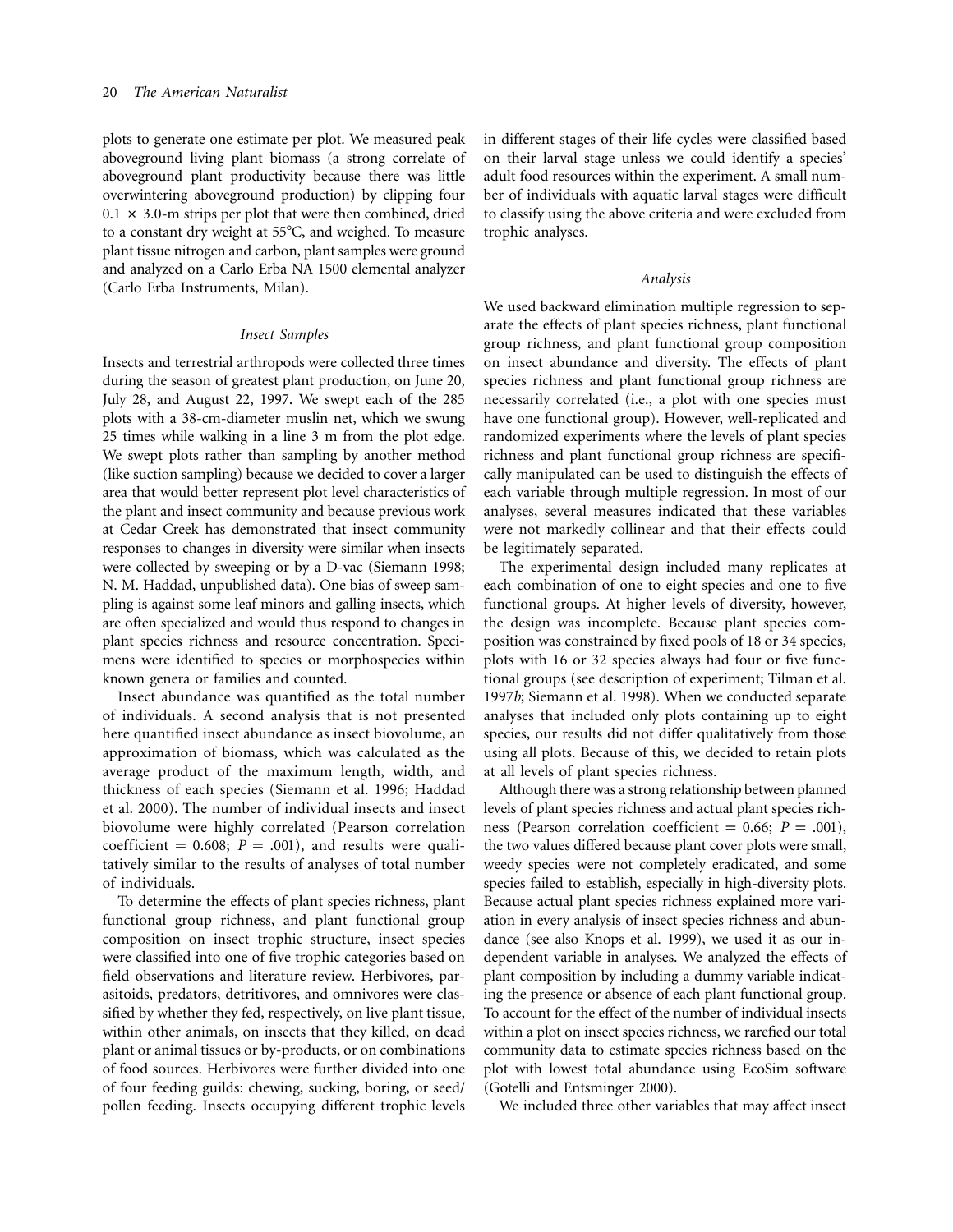plots to generate one estimate per plot. We measured peak aboveground living plant biomass (a strong correlate of aboveground plant productivity because there was little overwintering aboveground production) by clipping four $0.1 \times 3.0$-m strips per plot that were then combined, dried to a constant dry weight at 55°C, and weighed. To measure plant tissue nitrogen and carbon, plant samples were ground and analyzed on a Carlo Erba NA 1500 elemental analyzer (Carlo Erba Instruments, Milan).

### *Insect Samples*

Insects and terrestrial arthropods were collected three times during the season of greatest plant production, on June 20, July 28, and August 22, 1997. We swept each of the 285 plots with a 38-cm-diameter muslin net, which we swung 25 times while walking in a line 3 m from the plot edge. We swept plots rather than sampling by another method (like suction sampling) because we decided to cover a larger area that would better represent plot level characteristics of the plant and insect community and because previous work at Cedar Creek has demonstrated that insect community responses to changes in diversity were similar when insects were collected by sweeping or by a D-vac (Siemann 1998; N. M. Haddad, unpublished data). One bias of sweep sampling is against some leaf minors and galling insects, which are often specialized and would thus respond to changes in plant species richness and resource concentration. Specimens were identified to species or morphospecies within known genera or families and counted.

Insect abundance was quantified as the total number of individuals. A second analysis that is not presented here quantified insect abundance as insect biovolume, an approximation of biomass, which was calculated as the average product of the maximum length, width, and thickness of each species (Siemann et al. 1996; Haddad et al. 2000). The number of individual insects and insect biovolume were highly correlated (Pearson correlation coefficient $= 0.608$; $P = .001$), and results were qualitatively similar to the results of analyses of total number of individuals.

To determine the effects of plant species richness, plant functional group richness, and plant functional group composition on insect trophic structure, insect species were classified into one of five trophic categories based on field observations and literature review. Herbivores, parasitoids, predators, detritivores, and omnivores were classified by whether they fed, respectively, on live plant tissue, within other animals, on insects that they killed, on dead plant or animal tissues or by-products, or on combinations of food sources. Herbivores were further divided into one of four feeding guilds: chewing, sucking, boring, or seed/pollen feeding. Insects occupying different trophic levels in different stages of their life cycles were classified based on their larval stage unless we could identify a species' adult food resources within the experiment. A small number of individuals with aquatic larval stages were difficult to classify using the above criteria and were excluded from trophic analyses.

### *Analysis*

We used backward elimination multiple regression to separate the effects of plant species richness, plant functional group richness, and plant functional group composition on insect abundance and diversity. The effects of plant species richness and plant functional group richness are necessarily correlated (i.e., a plot with one species must have one functional group). However, well-replicated and randomized experiments where the levels of plant species richness and plant functional group richness are specifically manipulated can be used to distinguish the effects of each variable through multiple regression. In most of our analyses, several measures indicated that these variables were not markedly collinear and that their effects could be legitimately separated.

The experimental design included many replicates at each combination of one to eight species and one to five functional groups. At higher levels of diversity, however, the design was incomplete. Because plant species composition was constrained by fixed pools of 18 or 34 species, plots with 16 or 32 species always had four or five functional groups (see description of experiment; Tilman et al. 1997*b*; Siemann et al. 1998). When we conducted separate analyses that included only plots containing up to eight species, our results did not differ qualitatively from those using all plots. Because of this, we decided to retain plots at all levels of plant species richness.

Although there was a strong relationship between planned levels of plant species richness and actual plant species richness (Pearson correlation coefficient $= 0.66$; $P = .001$), the two values differed because plant cover plots were small, weedy species were not completely eradicated, and some species failed to establish, especially in high-diversity plots. Because actual plant species richness explained more variation in every analysis of insect species richness and abundance (see also Knops et al. 1999), we used it as our independent variable in analyses. We analyzed the effects of plant composition by including a dummy variable indicating the presence or absence of each plant functional group. To account for the effect of the number of individual insects within a plot on insect species richness, we rarefied our total community data to estimate species richness based on the plot with lowest total abundance using EcoSim software (Gotelli and Entsminger 2000).

We included three other variables that may affect insect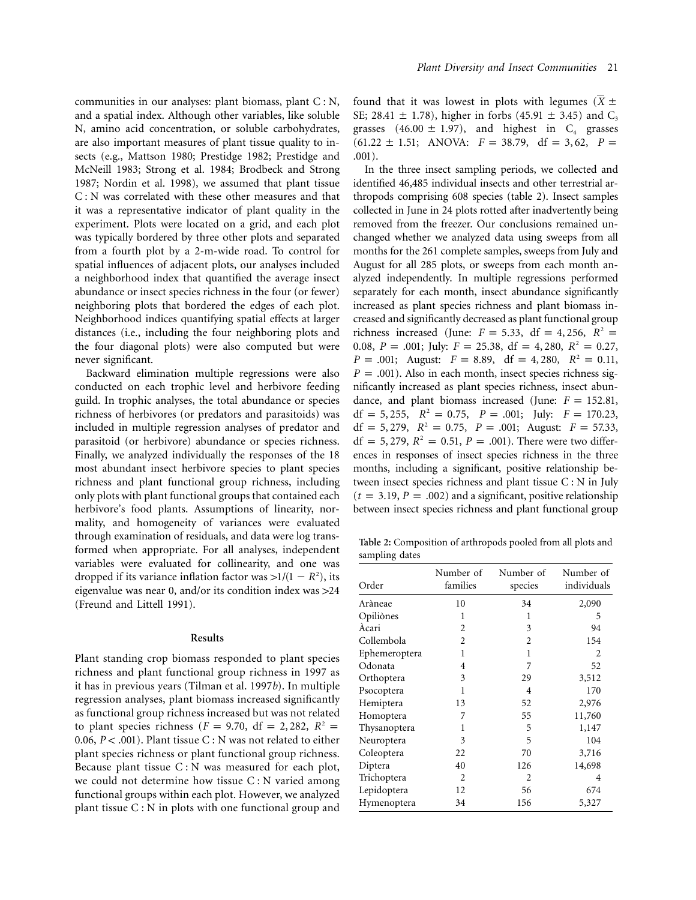communities in our analyses: plant biomass, plant C : N, and a spatial index. Although other variables, like soluble N, amino acid concentration, or soluble carbohydrates, are also important measures of plant tissue quality to insects (e.g., Mattson 1980; Prestidge 1982; Prestidge and McNeill 1983; Strong et al. 1984; Brodbeck and Strong 1987; Nordin et al. 1998), we assumed that plant tissue C : N was correlated with these other measures and that it was a representative indicator of plant quality in the experiment. Plots were located on a grid, and each plot was typically bordered by three other plots and separated from a fourth plot by a 2-m-wide road. To control for spatial influences of adjacent plots, our analyses included a neighborhood index that quantified the average insect abundance or insect species richness in the four (or fewer) neighboring plots that bordered the edges of each plot. Neighborhood indices quantifying spatial effects at larger distances (i.e., including the four neighboring plots and the four diagonal plots) were also computed but were never significant.

Backward elimination multiple regressions were also conducted on each trophic level and herbivore feeding guild. In trophic analyses, the total abundance or species richness of herbivores (or predators and parasitoids) was included in multiple regression analyses of predator and parasitoid (or herbivore) abundance or species richness. Finally, we analyzed individually the responses of the 18 most abundant insect herbivore species to plant species richness and plant functional group richness, including only plots with plant functional groups that contained each herbivore's food plants. Assumptions of linearity, normality, and homogeneity of variances were evaluated through examination of residuals, and data were log transformed when appropriate. For all analyses, independent variables were evaluated for collinearity, and one was dropped if its variance inflation factor was $>1/(1-R^2)$, its eigenvalue was near 0, and/or its condition index was >24 (Freund and Littell 1991).

## Results

Plant standing crop biomass responded to plant species richness and plant functional group richness in 1997 as it has in previous years (Tilman et al. 1997*b*). In multiple regression analyses, plant biomass increased significantly as functional group richness increased but was not related to plant species richness ($F = 9.70$, df = 2, 282, $R^2 = 0.06$, $P < .001$). Plant tissue C : N was not related to either plant species richness or plant functional group richness. Because plant tissue C : N was measured for each plot, we could not determine how tissue C : N varied among functional groups within each plot. However, we analyzed plant tissue C : N in plots with one functional group and found that it was lowest in plots with legumes ($\bar{X} \pm$ SE; $28.41 \pm 1.78$), higher in forbs ($45.91 \pm 3.45$) and $C_3$ grasses ($46.00 \pm 1.97$), and highest in $C_4$ grasses ($61.22 \pm 1.51$; ANOVA: $F = 38.79$, df = 3, 62, $P = .001$).

In the three insect sampling periods, we collected and identified 46,485 individual insects and other terrestrial arthropods comprising 608 species (table 2). Insect samples collected in June in 24 plots rotted after inadvertently being removed from the freezer. Our conclusions remained unchanged whether we analyzed data using sweeps from all months for the 261 complete samples, sweeps from July and August for all 285 plots, or sweeps from each month analyzed independently. In multiple regressions performed separately for each month, insect abundance significantly increased as plant species richness and plant biomass increased and significantly decreased as plant functional group richness increased (June: $F = 5.33$, df = 4, 256, $R^2 = 0.08$, $P = .001$; July: $F = 25.38$, df = 4, 280, $R^2 = 0.27$, $P = .001$; August: $F = 8.89$, df = 4, 280, $R^2 = 0.11$, $P = .001$). Also in each month, insect species richness significantly increased as plant species richness, insect abundance, and plant biomass increased (June: $F = 152.81$, df = 5, 255, $R^2 = 0.75$, $P = .001$; July: $F = 170.23$, df = 5, 279, $R^2 = 0.75$, $P = .001$; August: $F = 57.33$, df = 5, 279, $R^2 = 0.51$, $P = .001$). There were two differences in responses of insect species richness in the three months, including a significant, positive relationship between insect species richness and plant tissue C : N in July ($t = 3.19$, $P = .002$) and a significant, positive relationship between insect species richness and plant functional group

**Table 2:** Composition of arthropods pooled from all plots and sampling dates

| Order | Number of families | Number of species | Number of individuals |
|---|---|---|---|
| Aràneae | 10 | 34 | 2,090 |
| Opiliònes | 1 | 1 | 5 |
| Àcari | 2 | 3 | 94 |
| Collembola | 2 | 2 | 154 |
| Ephemeroptera | 1 | 1 | 2 |
| Odonata | 4 | 7 | 52 |
| Orthoptera | 3 | 29 | 3,512 |
| Psocoptera | 1 | 4 | 170 |
| Hemiptera | 13 | 52 | 2,976 |
| Homoptera | 7 | 55 | 11,760 |
| Thysanoptera | 1 | 5 | 1,147 |
| Neuroptera | 3 | 5 | 104 |
| Coleoptera | 22 | 70 | 3,716 |
| Diptera | 40 | 126 | 14,698 |
| Trichoptera | 2 | 2 | 4 |
| Lepidoptera | 12 | 56 | 674 |
| Hymenoptera | 34 | 156 | 5,327 |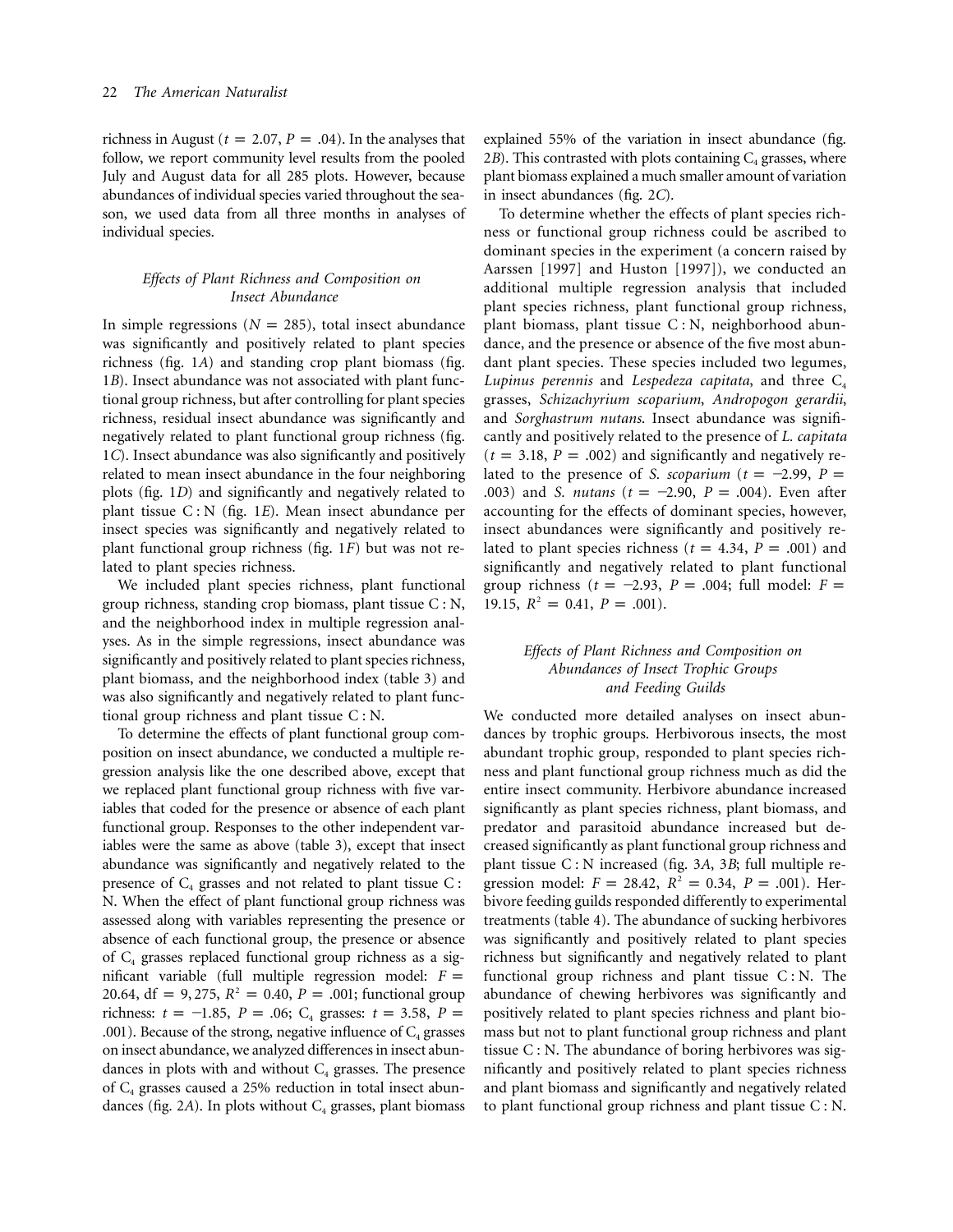richness in August ($t = 2.07$, $P = .04$). In the analyses that follow, we report community level results from the pooled July and August data for all 285 plots. However, because abundances of individual species varied throughout the season, we used data from all three months in analyses of individual species.

### *Effects of Plant Richness and Composition on Insect Abundance*

In simple regressions ($N = 285$), total insect abundance was significantly and positively related to plant species richness (fig. 1*A*) and standing crop plant biomass (fig. 1*B*). Insect abundance was not associated with plant functional group richness, but after controlling for plant species richness, residual insect abundance was significantly and negatively related to plant functional group richness (fig. 1*C*). Insect abundance was also significantly and positively related to mean insect abundance in the four neighboring plots (fig. 1*D*) and significantly and negatively related to plant tissue C : N (fig. 1*E*). Mean insect abundance per insect species was significantly and negatively related to plant functional group richness (fig. 1*F*) but was not related to plant species richness.

We included plant species richness, plant functional group richness, standing crop biomass, plant tissue C : N, and the neighborhood index in multiple regression analyses. As in the simple regressions, insect abundance was significantly and positively related to plant species richness, plant biomass, and the neighborhood index (table 3) and was also significantly and negatively related to plant functional group richness and plant tissue C : N.

To determine the effects of plant functional group composition on insect abundance, we conducted a multiple regression analysis like the one described above, except that we replaced plant functional group richness with five variables that coded for the presence or absence of each plant functional group. Responses to the other independent variables were the same as above (table 3), except that insect abundance was significantly and negatively related to the presence of $C_4$ grasses and not related to plant tissue C : N. When the effect of plant functional group richness was assessed along with variables representing the presence or absence of each functional group, the presence or absence of $C_4$ grasses replaced functional group richness as a significant variable (full multiple regression model: $F = 20.64$, df $= 9, 275$, $R^2 = 0.40$, $P = .001$; functional group richness: $t = -1.85$, $P = .06$; $C_4$ grasses: $t = 3.58$, $P = .001$). Because of the strong, negative influence of $C_4$ grasses on insect abundance, we analyzed differences in insect abundances in plots with and without $C_4$ grasses. The presence of $C_4$ grasses caused a 25% reduction in total insect abundances (fig. 2*A*). In plots without $C_4$ grasses, plant biomass explained 55% of the variation in insect abundance (fig. 2*B*). This contrasted with plots containing $C_4$ grasses, where plant biomass explained a much smaller amount of variation in insect abundances (fig. 2*C*).

To determine whether the effects of plant species richness or functional group richness could be ascribed to dominant species in the experiment (a concern raised by Aarssen [1997] and Huston [1997]), we conducted an additional multiple regression analysis that included plant species richness, plant functional group richness, plant biomass, plant tissue C : N, neighborhood abundance, and the presence or absence of the five most abundant plant species. These species included two legumes, *Lupinus perennis* and *Lespedeza capitata*, and three $C_4$ grasses, *Schizachyrium scoparium*, *Andropogon gerardii*, and *Sorghastrum nutans*. Insect abundance was significantly and positively related to the presence of *L. capitata* ($t = 3.18$, $P = .002$) and significantly and negatively related to the presence of *S. scoparium* ($t = -2.99$, $P = .003$) and *S. nutans* ($t = -2.90$, $P = .004$). Even after accounting for the effects of dominant species, however, insect abundances were significantly and positively related to plant species richness ($t = 4.34$, $P = .001$) and significantly and negatively related to plant functional group richness ($t = -2.93$, $P = .004$; full model: $F = 19.15$, $R^2 = 0.41$, $P = .001$).

### *Effects of Plant Richness and Composition on Abundances of Insect Trophic Groups and Feeding Guilds*

We conducted more detailed analyses on insect abundances by trophic groups. Herbivorous insects, the most abundant trophic group, responded to plant species richness and plant functional group richness much as did the entire insect community. Herbivore abundance increased significantly as plant species richness, plant biomass, and predator and parasitoid abundance increased but decreased significantly as plant functional group richness and plant tissue C : N increased (fig. 3*A*, 3*B*; full multiple regression model: $F = 28.42$, $R^2 = 0.34$, $P = .001$). Herbivore feeding guilds responded differently to experimental treatments (table 4). The abundance of sucking herbivores was significantly and positively related to plant species richness but significantly and negatively related to plant functional group richness and plant tissue C : N. The abundance of chewing herbivores was significantly and positively related to plant species richness and plant biomass but not to plant functional group richness and plant tissue C : N. The abundance of boring herbivores was significantly and positively related to plant species richness and plant biomass and significantly and negatively related to plant functional group richness and plant tissue C : N.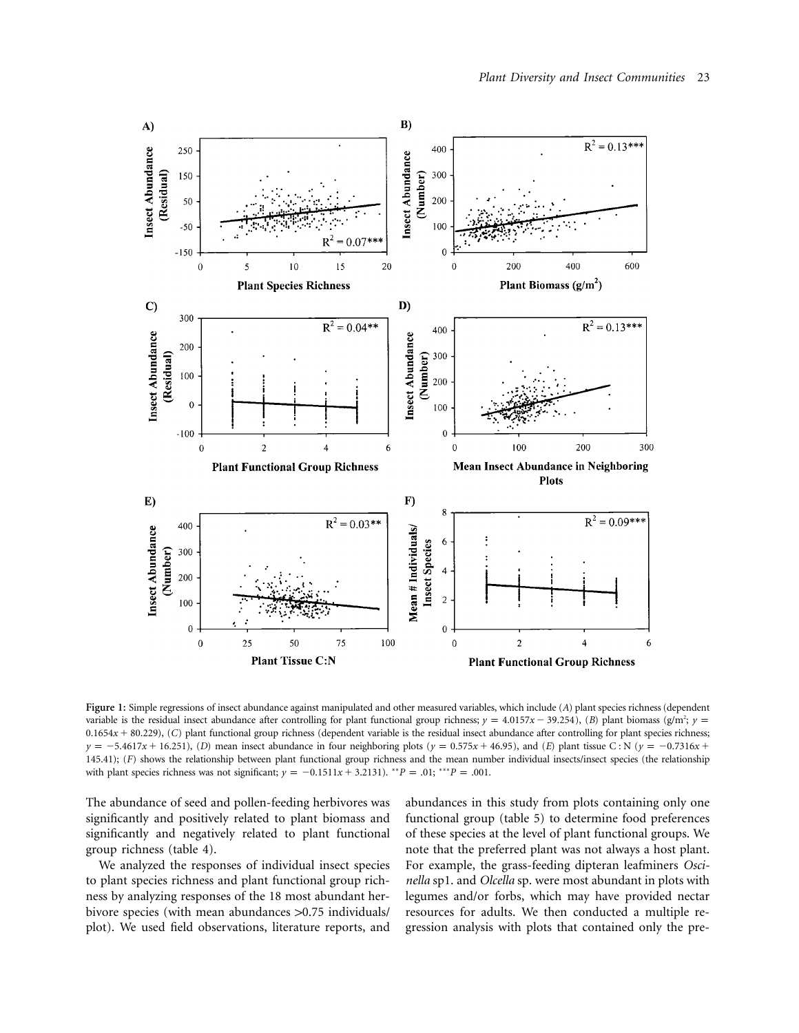**Figure 1:** Simple regressions of insect abundance against manipulated and other measured variables, which include (*A*) plant species richness (dependent variable is the residual insect abundance after controlling for plant functional group richness; $y = 4.0157x - 39.254$), (*B*) plant biomass (g/m$^2$; $y = 0.1654x + 80.229$), (*C*) plant functional group richness (dependent variable is the residual insect abundance after controlling for plant species richness; $y = -5.4617x + 16.251$), (*D*) mean insect abundance in four neighboring plots ($y = 0.575x + 46.95$), and (*E*) plant tissue C : N ($y = -0.7316x + 145.41$); (*F*) shows the relationship between plant functional group richness and the mean number individual insects/insect species (the relationship with plant species richness was not significant; $y = -0.1511x + 3.2131$). $^{**}P = .01$; $^{***}P = .001$.

The abundance of seed and pollen-feeding herbivores was significantly and positively related to plant biomass and significantly and negatively related to plant functional group richness (table 4).

We analyzed the responses of individual insect species to plant species richness and plant functional group richness by analyzing responses of the 18 most abundant herbivore species (with mean abundances >0.75 individuals/plot). We used field observations, literature reports, and abundances in this study from plots containing only one functional group (table 5) to determine food preferences of these species at the level of plant functional groups. We note that the preferred plant was not always a host plant. For example, the grass-feeding dipteran leafminers *Oscinella* sp1. and *Olcella* sp. were most abundant in plots with legumes and/or forbs, which may have provided nectar resources for adults. We then conducted a multiple regression analysis with plots that contained only the pre-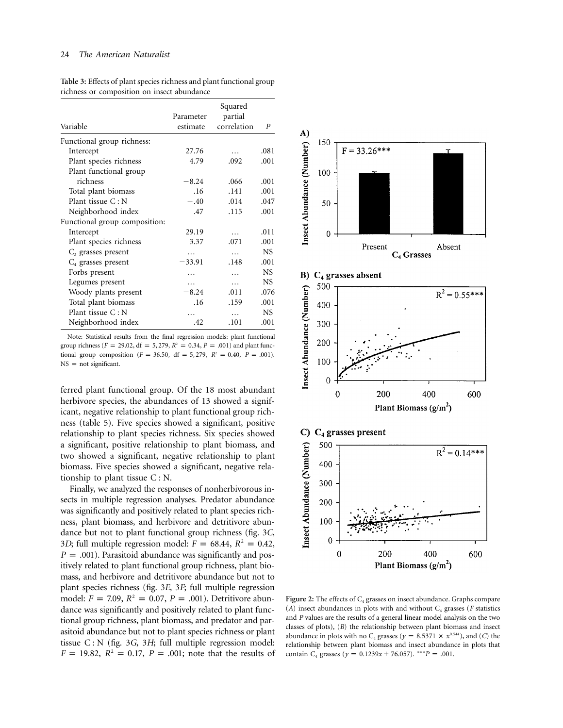**Table 3:** Effects of plant species richness and plant functional group richness or composition on insect abundance

| Variable | Parameter estimate | Squared partial correlation | $P$ |
|---|---|---|---|
| Functional group richness: | | | |
| Intercept | 27.76 | … | .081 |
| Plant species richness | 4.79 | .092 | .001 |
| Plant functional group richness | −8.24 | .066 | .001 |
| Total plant biomass | .16 | .141 | .001 |
| Plant tissue C : N | −.40 | .014 | .047 |
| Neighborhood index | .47 | .115 | .001 |
| Functional group composition: | | | |
| Intercept | 29.19 | … | .011 |
| Plant species richness | 3.37 | .071 | .001 |
| $C_3$ grasses present | … | … | NS |
| $C_4$ grasses present | −33.91 | .148 | .001 |
| Forbs present | … | … | NS |
| Legumes present | … | … | NS |
| Woody plants present | −8.24 | .011 | .076 |
| Total plant biomass | .16 | .159 | .001 |
| Plant tissue C : N | … | … | NS |
| Neighborhood index | .42 | .101 | .001 |

Note: Statistical results from the final regression models: plant functional group richness ($F = 29.02$, df $= 5, 279$, $R^2 = 0.34$, $P = .001$) and plant functional group composition ($F = 36.50$, df $= 5, 279$, $R^2 = 0.40$, $P = .001$). NS = not significant.

ferred plant functional group. Of the 18 most abundant herbivore species, the abundances of 13 showed a significant, negative relationship to plant functional group richness (table 5). Five species showed a significant, positive relationship to plant species richness. Six species showed a significant, positive relationship to plant biomass, and two showed a significant, negative relationship to plant biomass. Five species showed a significant, negative relationship to plant tissue C : N.

Finally, we analyzed the responses of nonherbivorous insects in multiple regression analyses. Predator abundance was significantly and positively related to plant species richness, plant biomass, and herbivore and detritivore abundance but not to plant functional group richness (fig. 3*C*, 3*D*; full multiple regression model: $F = 68.44$, $R^2 = 0.42$, $P = .001$). Parasitoid abundance was significantly and positively related to plant functional group richness, plant biomass, and herbivore and detritivore abundance but not to plant species richness (fig. 3*E*, 3*F*; full multiple regression model: $F = 7.09$, $R^2 = 0.07$, $P = .001$). Detritivore abundance was significantly and positively related to plant functional group richness, plant biomass, and predator and parasitoid abundance but not to plant species richness or plant tissue C : N (fig. 3*G*, 3*H*; full multiple regression model: $F = 19.82$, $R^2 = 0.17$, $P = .001$; note that the results of

**Figure 2:** The effects of $C_4$ grasses on insect abundance. Graphs compare (*A*) insect abundances in plots with and without $C_4$ grasses ($F$ statistics and $P$ values are the results of a general linear model analysis on the two classes of plots), (*B*) the relationship between plant biomass and insect abundance in plots with no $C_4$ grasses ($y = 8.5371 \times x^{0.544}$), and (*C*) the relationship between plant biomass and insect abundance in plots that contain $C_4$ grasses ($y = 0.1239x + 76.057$). $^{***}P = .001$.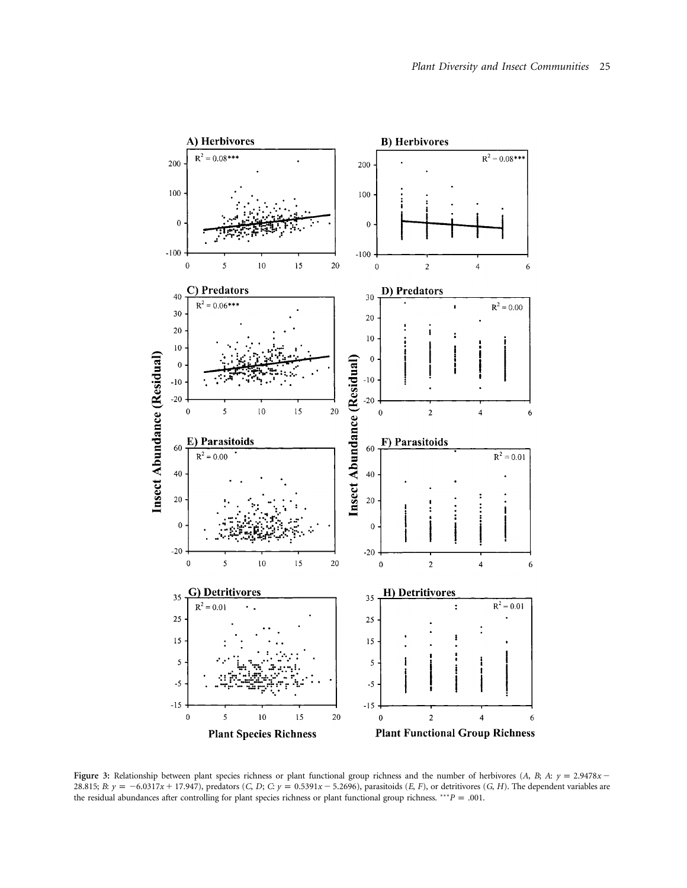**Figure 3:** Relationship between plant species richness or plant functional group richness and the number of herbivores (*A*, *B*; *A*: $y = 2.9478x - 28.815$; *B*: $y = -6.0317x + 17.947$), predators (*C*, *D*; *C*: $y = 0.5391x - 5.2696$), parasitoids (*E*, *F*), or detritivores (*G*, *H*). The dependent variables are the residual abundances after controlling for plant species richness or plant functional group richness. $^{***}P = .001$.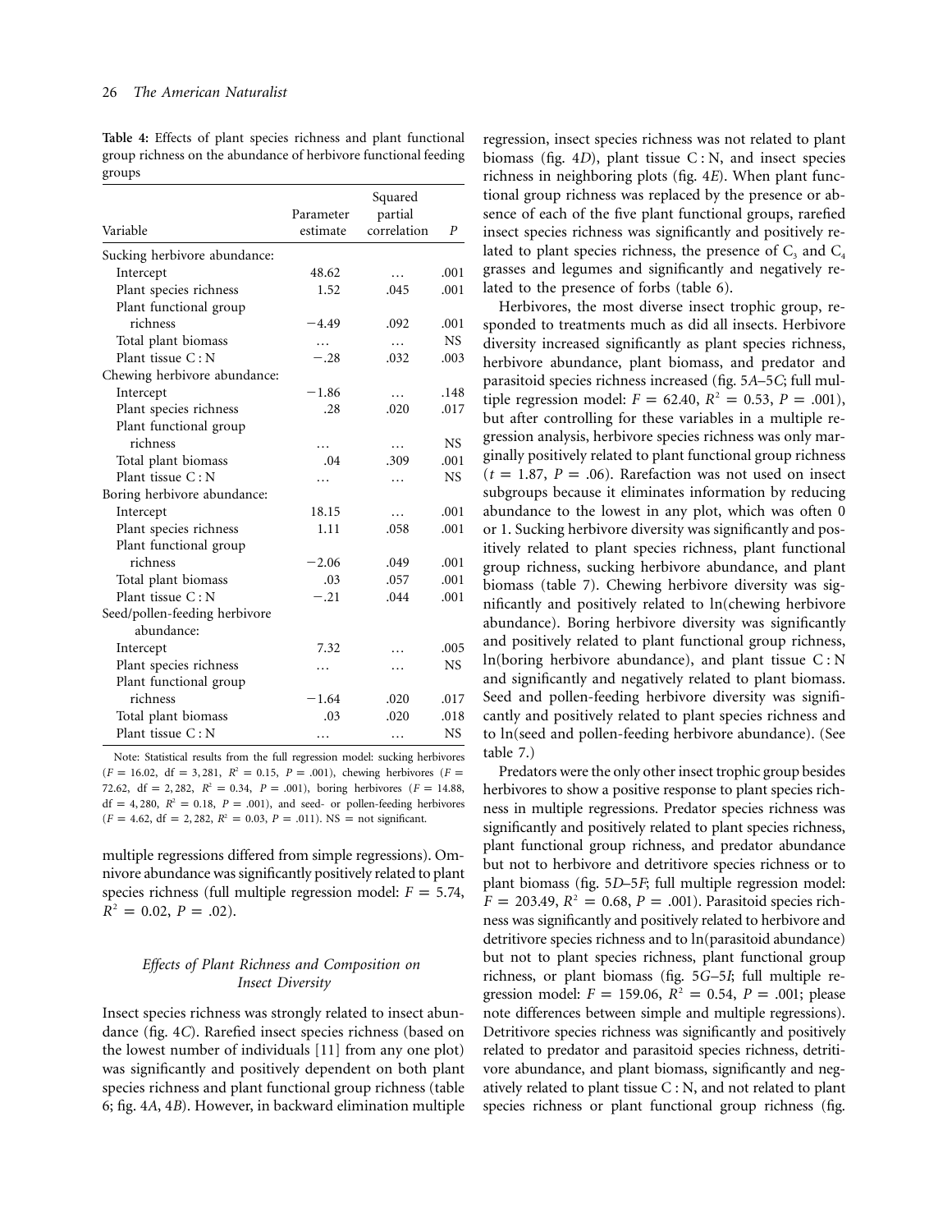**Table 4:** Effects of plant species richness and plant functional group richness on the abundance of herbivore functional feeding groups

| Variable | Parameter estimate | Squared partial correlation | $P$ |
|---|---|---|---|
| Sucking herbivore abundance: | | | |
| Intercept | 48.62 | … | .001 |
| Plant species richness | 1.52 | .045 | .001 |
| Plant functional group richness | −4.49 | .092 | .001 |
| Total plant biomass | … | … | NS |
| Plant tissue C : N | −.28 | .032 | .003 |
| Chewing herbivore abundance: | | | |
| Intercept | −1.86 | … | .148 |
| Plant species richness | .28 | .020 | .017 |
| Plant functional group richness | … | … | NS |
| Total plant biomass | .04 | .309 | .001 |
| Plant tissue C : N | … | … | NS |
| Boring herbivore abundance: | | | |
| Intercept | 18.15 | … | .001 |
| Plant species richness | 1.11 | .058 | .001 |
| Plant functional group richness | −2.06 | .049 | .001 |
| Total plant biomass | .03 | .057 | .001 |
| Plant tissue C : N | −.21 | .044 | .001 |
| Seed/pollen-feeding herbivore abundance: | | | |
| Intercept | 7.32 | … | .005 |
| Plant species richness | … | … | NS |
| Plant functional group richness | −1.64 | .020 | .017 |
| Total plant biomass | .03 | .020 | .018 |
| Plant tissue C : N | … | … | NS |

Note: Statistical results from the full regression model: sucking herbivores ($F = 16.02$, $\mathrm{df} = 3, 281$, $R^2 = 0.15$, $P = .001$), chewing herbivores ($F = 72.62$, $\mathrm{df} = 2, 282$, $R^2 = 0.34$, $P = .001$), boring herbivores ($F = 14.88$, $\mathrm{df} = 4, 280$, $R^2 = 0.18$, $P = .001$), and seed- or pollen-feeding herbivores ($F = 4.62$, $\mathrm{df} = 2, 282$, $R^2 = 0.03$, $P = .011$). NS = not significant.

multiple regressions differed from simple regressions). Omnivore abundance was significantly positively related to plant species richness (full multiple regression model: $F = 5.74$, $R^2 = 0.02$, $P = .02$).

### *Effects of Plant Richness and Composition on Insect Diversity*

Insect species richness was strongly related to insect abundance (fig. 4*C*). Rarefied insect species richness (based on the lowest number of individuals [11] from any one plot) was significantly and positively dependent on both plant species richness and plant functional group richness (table 6; fig. 4*A*, 4*B*). However, in backward elimination multiple regression, insect species richness was not related to plant biomass (fig. 4*D*), plant tissue C : N, and insect species richness in neighboring plots (fig. 4*E*). When plant functional group richness was replaced by the presence or absence of each of the five plant functional groups, rarefied insect species richness was significantly and positively related to plant species richness, the presence of $C_3$ and $C_4$ grasses and legumes and significantly and negatively related to the presence of forbs (table 6).

Herbivores, the most diverse insect trophic group, responded to treatments much as did all insects. Herbivore diversity increased significantly as plant species richness, herbivore abundance, plant biomass, and predator and parasitoid species richness increased (fig. 5*A*–5*C*; full multiple regression model: $F = 62.40$, $R^2 = 0.53$, $P = .001$), but after controlling for these variables in a multiple regression analysis, herbivore species richness was only marginally positively related to plant functional group richness ($t = 1.87$, $P = .06$). Rarefaction was not used on insect subgroups because it eliminates information by reducing abundance to the lowest in any plot, which was often 0 or 1. Sucking herbivore diversity was significantly and positively related to plant species richness, plant functional group richness, sucking herbivore abundance, and plant biomass (table 7). Chewing herbivore diversity was significantly and positively related to ln(chewing herbivore abundance). Boring herbivore diversity was significantly and positively related to plant functional group richness, ln(boring herbivore abundance), and plant tissue C : N and significantly and negatively related to plant biomass. Seed and pollen-feeding herbivore diversity was significantly and positively related to plant species richness and to ln(seed and pollen-feeding herbivore abundance). (See table 7.)

Predators were the only other insect trophic group besides herbivores to show a positive response to plant species richness in multiple regressions. Predator species richness was significantly and positively related to plant species richness, plant functional group richness, and predator abundance but not to herbivore and detritivore species richness or to plant biomass (fig. 5*D*–5*F*; full multiple regression model: $F = 203.49$, $R^2 = 0.68$, $P = .001$). Parasitoid species richness was significantly and positively related to herbivore and detritivore species richness and to ln(parasitoid abundance) but not to plant species richness, plant functional group richness, or plant biomass (fig. 5*G*–5*I*; full multiple regression model: $F = 159.06$, $R^2 = 0.54$, $P = .001$; please note differences between simple and multiple regressions). Detritivore species richness was significantly and positively related to predator and parasitoid species richness, detritivore abundance, and plant biomass, significantly and negatively related to plant tissue C : N, and not related to plant species richness or plant functional group richness (fig.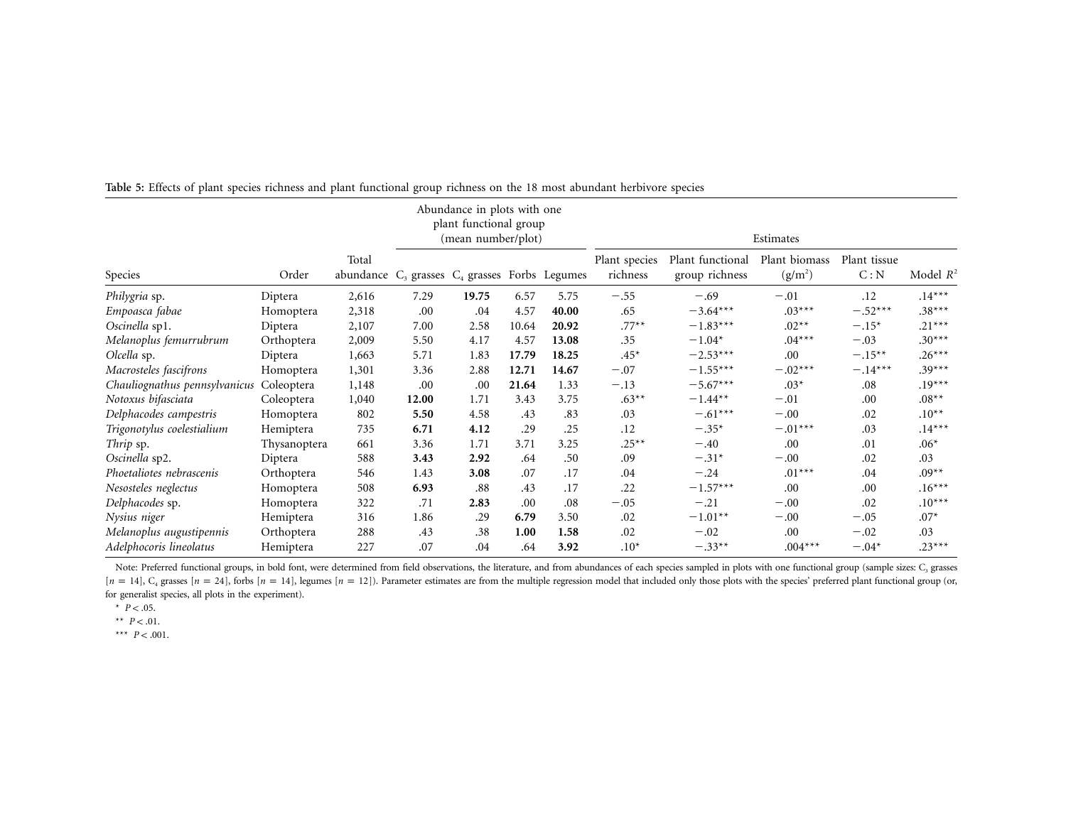**Table 5:** Effects of plant species richness and plant functional group richness on the 18 most abundant herbivore species

| | | | Abundance in plots with one plant functional group (mean number/plot) | | | | Estimates | | | | |
|---|---|---|---|---|---|---|---|---|---|---|---|
| Species | Order | Total abundance | $C_3$ grasses | $C_4$ grasses | Forbs | Legumes | Plant species richness | Plant functional group richness | Plant biomass (g/m$^2$) | Plant tissue C : N | Model $R^2$ |
| *Philygria* sp. | Diptera | 2,616 | 7.29 | **19.75** | 6.57 | 5.75 | −.55 | −.69 | −.01 | .12 | .14*** |
| *Empoasca fabae* | Homoptera | 2,318 | .00 | .04 | 4.57 | **40.00** | .65 | −3.64*** | .03*** | −.52*** | .38*** |
| *Oscinella* sp1. | Diptera | 2,107 | 7.00 | 2.58 | 10.64 | **20.92** | .77** | −1.83*** | .02** | −.15* | .21*** |
| *Melanoplus femurrubrum* | Orthoptera | 2,009 | 5.50 | 4.17 | 4.57 | **13.08** | .35 | −1.04* | .04*** | −.03 | .30*** |
| *Olcella* sp. | Diptera | 1,663 | 5.71 | 1.83 | **17.79** | **18.25** | .45* | −2.53*** | .00 | −.15** | .26*** |
| *Macrosteles fascifrons* | Homoptera | 1,301 | 3.36 | 2.88 | **12.71** | **14.67** | −.07 | −1.55*** | −.02*** | −.14*** | .39*** |
| *Chauliognathus pennsylvanicus* | Coleoptera | 1,148 | .00 | .00 | **21.64** | 1.33 | −.13 | −5.67*** | .03* | .08 | .19*** |
| *Notoxus bifasciata* | Coleoptera | 1,040 | **12.00** | 1.71 | 3.43 | 3.75 | .63** | −1.44** | −.01 | .00 | .08** |
| *Delphacodes campestris* | Homoptera | 802 | **5.50** | 4.58 | .43 | .83 | .03 | −.61*** | −.00 | .02 | .10** |
| *Trigonotylus coelestialium* | Hemiptera | 735 | **6.71** | **4.12** | .29 | .25 | .12 | −.35* | −.01*** | .03 | .14*** |
| *Thrip* sp. | Thysanoptera | 661 | 3.36 | 1.71 | 3.71 | 3.25 | .25** | −.40 | .00 | .01 | .06* |
| *Oscinella* sp2. | Diptera | 588 | **3.43** | **2.92** | .64 | .50 | .09 | −.31* | −.00 | .02 | .03 |
| *Phoetaliotes nebrascenis* | Orthoptera | 546 | 1.43 | **3.08** | .07 | .17 | .04 | −.24 | .01*** | .04 | .09** |
| *Nesosteles neglectus* | Homoptera | 508 | **6.93** | .88 | .43 | .17 | .22 | −1.57*** | .00 | .00 | .16*** |
| *Delphacodes* sp. | Homoptera | 322 | .71 | **2.83** | .00 | .08 | −.05 | −.21 | −.00 | .02 | .10*** |
| *Nysius niger* | Hemiptera | 316 | 1.86 | .29 | **6.79** | 3.50 | .02 | −1.01** | −.00 | −.05 | .07* |
| *Melanoplus augustipennis* | Orthoptera | 288 | .43 | .38 | **1.00** | **1.58** | .02 | −.02 | .00 | −.02 | .03 |
| *Adelphocoris lineolatus* | Hemiptera | 227 | .07 | .04 | .64 | **3.92** | .10* | −.33** | .004*** | −.04* | .23*** |

Note: Preferred functional groups, in bold font, were determined from field observations, the literature, and from abundances of each species sampled in plots with one functional group (sample sizes: $C_3$ grasses [$n = 14$], $C_4$ grasses [$n = 24$], forbs [$n = 14$], legumes [$n = 12$]). Parameter estimates are from the multiple regression model that included only those plots with the species' preferred plant functional group (or, for generalist species, all plots in the experiment).

\* $P < .05$.

\*\* $P < .01$.

\*\*\* $P < .001$.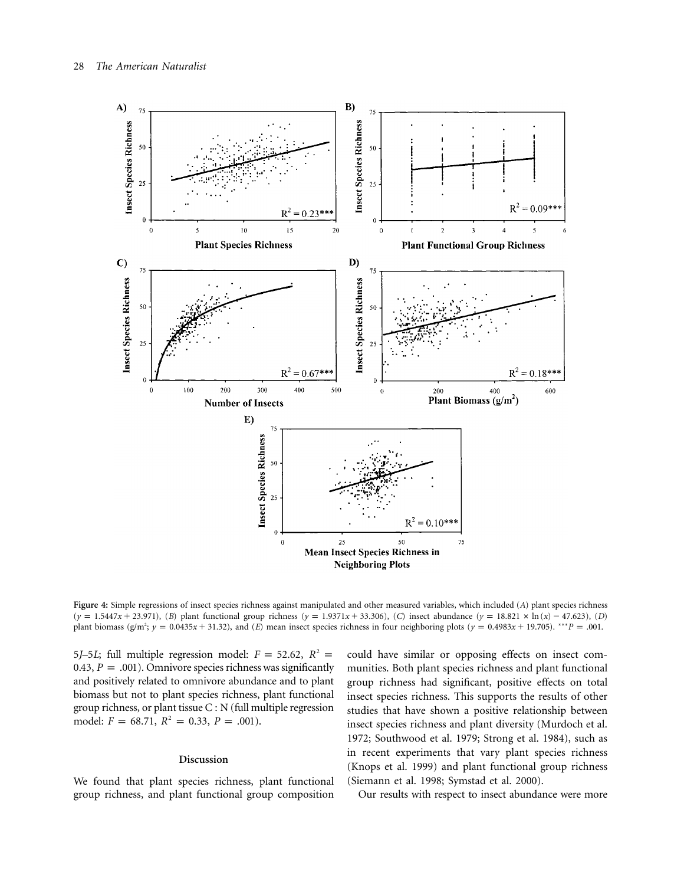**Figure 4:** Simple regressions of insect species richness against manipulated and other measured variables, which included (*A*) plant species richness ($y = 1.5447x + 23.971$), (*B*) plant functional group richness ($y = 1.9371x + 33.306$), (*C*) insect abundance ($y = 18.821 \times \ln(x) - 47.623$), (*D*) plant biomass (g/m$^2$; $y = 0.0435x + 31.32$), and (*E*) mean insect species richness in four neighboring plots ($y = 0.4983x + 19.705$). $^{***}P = .001$.

5*J*–5*L*; full multiple regression model: $F = 52.62$, $R^2 = 0.43$, $P = .001$). Omnivore species richness was significantly and positively related to omnivore abundance and to plant biomass but not to plant species richness, plant functional group richness, or plant tissue C : N (full multiple regression model: $F = 68.71$, $R^2 = 0.33$, $P = .001$).

## Discussion

We found that plant species richness, plant functional group richness, and plant functional group composition could have similar or opposing effects on insect communities. Both plant species richness and plant functional group richness had significant, positive effects on total insect species richness. This supports the results of other studies that have shown a positive relationship between insect species richness and plant diversity (Murdoch et al. 1972; Southwood et al. 1979; Strong et al. 1984), such as in recent experiments that vary plant species richness (Knops et al. 1999) and plant functional group richness (Siemann et al. 1998; Symstad et al. 2000).

Our results with respect to insect abundance were more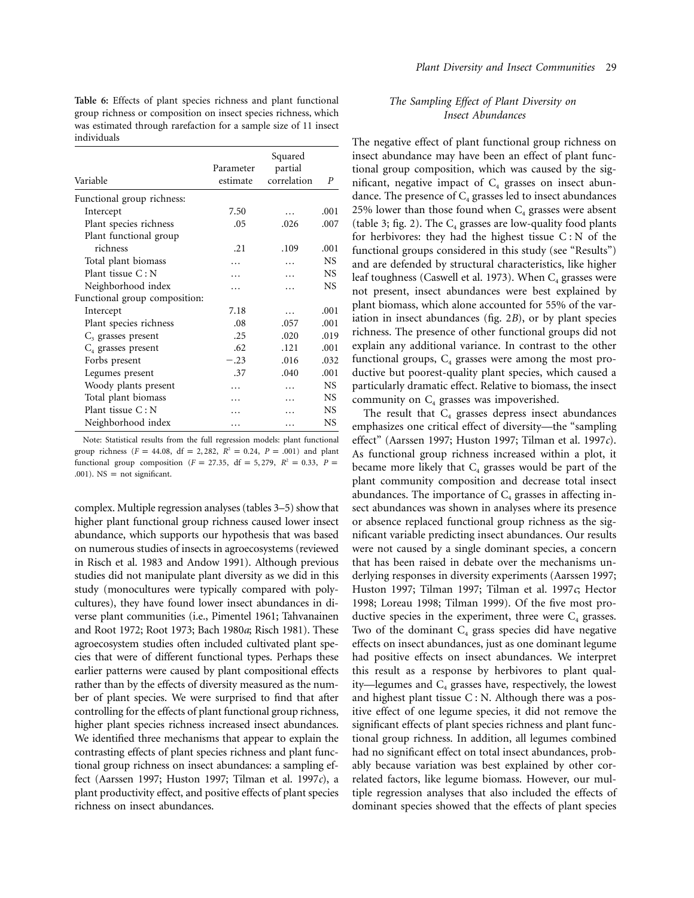**Table 6:** Effects of plant species richness and plant functional group richness or composition on insect species richness, which was estimated through rarefaction for a sample size of 11 insect individuals

| Variable | Parameter estimate | Squared partial correlation | $P$ |
|---|---|---|---|
| Functional group richness: | | | |
| Intercept | 7.50 | … | .001 |
| Plant species richness | .05 | .026 | .007 |
| Plant functional group richness | .21 | .109 | .001 |
| Total plant biomass | … | … | NS |
| Plant tissue C : N | … | … | NS |
| Neighborhood index | … | … | NS |
| Functional group composition: | | | |
| Intercept | 7.18 | … | .001 |
| Plant species richness | .08 | .057 | .001 |
| $C_3$ grasses present | .25 | .020 | .019 |
| $C_4$ grasses present | .62 | .121 | .001 |
| Forbs present | −.23 | .016 | .032 |
| Legumes present | .37 | .040 | .001 |
| Woody plants present | … | … | NS |
| Total plant biomass | … | … | NS |
| Plant tissue C : N | … | … | NS |
| Neighborhood index | … | … | NS |

Note: Statistical results from the full regression models: plant functional group richness ($F = 44.08$, df = 2, 282, $R^2 = 0.24$, $P = .001$) and plant functional group composition ($F = 27.35$, df = 5, 279, $R^2 = 0.33$, $P = .001$). NS = not significant.

complex. Multiple regression analyses (tables 3–5) show that higher plant functional group richness caused lower insect abundance, which supports our hypothesis that was based on numerous studies of insects in agroecosystems (reviewed in Risch et al. 1983 and Andow 1991). Although previous studies did not manipulate plant diversity as we did in this study (monocultures were typically compared with polycultures), they have found lower insect abundances in diverse plant communities (i.e., Pimentel 1961; Tahvanainen and Root 1972; Root 1973; Bach 1980*a*; Risch 1981). These agroecosystem studies often included cultivated plant species that were of different functional types. Perhaps these earlier patterns were caused by plant compositional effects rather than by the effects of diversity measured as the number of plant species. We were surprised to find that after controlling for the effects of plant functional group richness, higher plant species richness increased insect abundances. We identified three mechanisms that appear to explain the contrasting effects of plant species richness and plant functional group richness on insect abundances: a sampling effect (Aarssen 1997; Huston 1997; Tilman et al. 1997*c*), a plant productivity effect, and positive effects of plant species richness on insect abundances.

### *The Sampling Effect of Plant Diversity on Insect Abundances*

The negative effect of plant functional group richness on insect abundance may have been an effect of plant functional group composition, which was caused by the significant, negative impact of $C_4$ grasses on insect abundance. The presence of $C_4$ grasses led to insect abundances 25% lower than those found when $C_4$ grasses were absent (table 3; fig. 2). The $C_4$ grasses are low-quality food plants for herbivores: they had the highest tissue C : N of the functional groups considered in this study (see "Results") and are defended by structural characteristics, like higher leaf toughness (Caswell et al. 1973). When $C_4$ grasses were not present, insect abundances were best explained by plant biomass, which alone accounted for 55% of the variation in insect abundances (fig. 2*B*), or by plant species richness. The presence of other functional groups did not explain any additional variance. In contrast to the other functional groups, $C_4$ grasses were among the most productive but poorest-quality plant species, which caused a particularly dramatic effect. Relative to biomass, the insect community on $C_4$ grasses was impoverished.

The result that $C_4$ grasses depress insect abundances emphasizes one critical effect of diversity—the "sampling effect" (Aarssen 1997; Huston 1997; Tilman et al. 1997*c*). As functional group richness increased within a plot, it became more likely that $C_4$ grasses would be part of the plant community composition and decrease total insect abundances. The importance of $C_4$ grasses in affecting insect abundances was shown in analyses where its presence or absence replaced functional group richness as the significant variable predicting insect abundances. Our results were not caused by a single dominant species, a concern that has been raised in debate over the mechanisms underlying responses in diversity experiments (Aarssen 1997; Huston 1997; Tilman 1997; Tilman et al. 1997*c*; Hector 1998; Loreau 1998; Tilman 1999). Of the five most productive species in the experiment, three were $C_4$ grasses. Two of the dominant $C_4$ grass species did have negative effects on insect abundances, just as one dominant legume had positive effects on insect abundances. We interpret this result as a response by herbivores to plant quality—legumes and $C_4$ grasses have, respectively, the lowest and highest plant tissue C : N. Although there was a positive effect of one legume species, it did not remove the significant effects of plant species richness and plant functional group richness. In addition, all legumes combined had no significant effect on total insect abundances, probably because variation was best explained by other correlated factors, like legume biomass. However, our multiple regression analyses that also included the effects of dominant species showed that the effects of plant species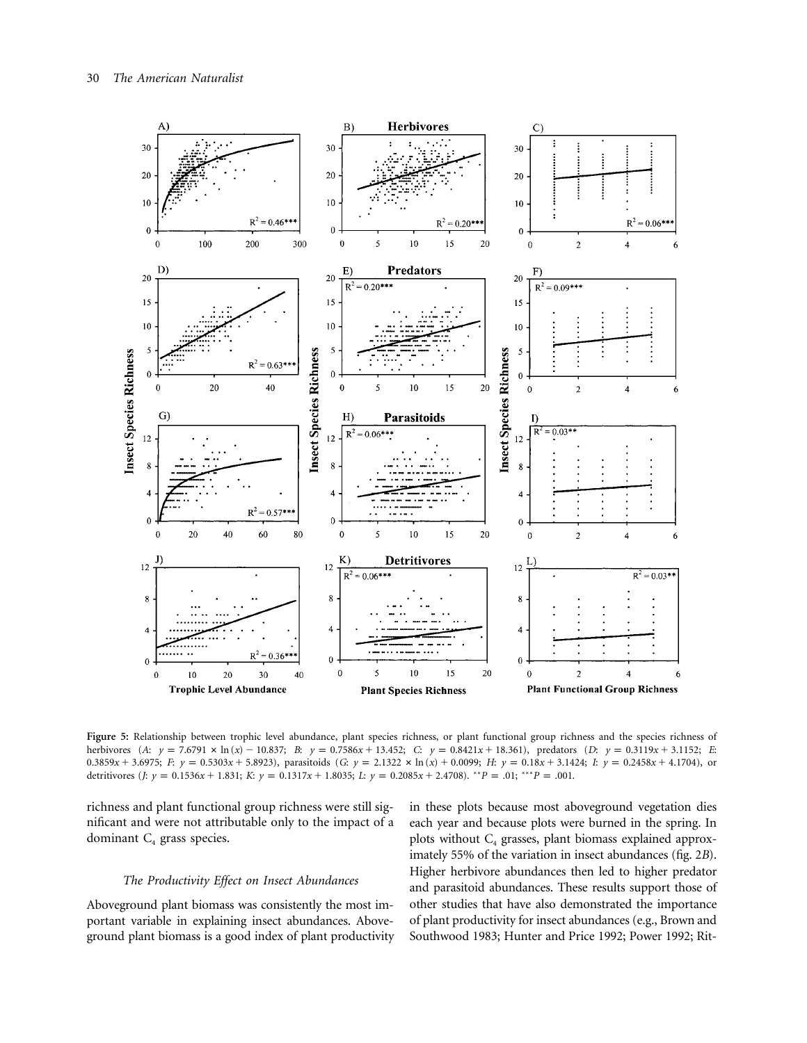**Figure 5:** Relationship between trophic level abundance, plant species richness, or plant functional group richness and the species richness of herbivores (*A*: $y = 7.6791 \times \ln(x) - 10.837$; *B*: $y = 0.7586x + 13.452$; *C*: $y = 0.8421x + 18.361$), predators (*D*: $y = 0.3119x + 3.1152$; *E*: $0.3859x + 3.6975$; *F*: $y = 0.5303x + 5.8923$), parasitoids (*G*: $y = 2.1322 \times \ln(x) + 0.0099$; *H*: $y = 0.18x + 3.1424$; *I*: $y = 0.2458x + 4.1704$), or detritivores (*J*: $y = 0.1536x + 1.831$; *K*: $y = 0.1317x + 1.8035$; *L*: $y = 0.2085x + 2.4708$). $^{**}P = .01$; $^{***}P = .001$.

richness and plant functional group richness were still significant and were not attributable only to the impact of a dominant $C_4$ grass species.

### *The Productivity Effect on Insect Abundances*

Aboveground plant biomass was consistently the most important variable in explaining insect abundances. Aboveground plant biomass is a good index of plant productivity in these plots because most aboveground vegetation dies each year and because plots were burned in the spring. In plots without $C_4$ grasses, plant biomass explained approximately 55% of the variation in insect abundances (fig. 2*B*). Higher herbivore abundances then led to higher predator and parasitoid abundances. These results support those of other studies that have also demonstrated the importance of plant productivity for insect abundances (e.g., Brown and Southwood 1983; Hunter and Price 1992; Power 1992; Rit-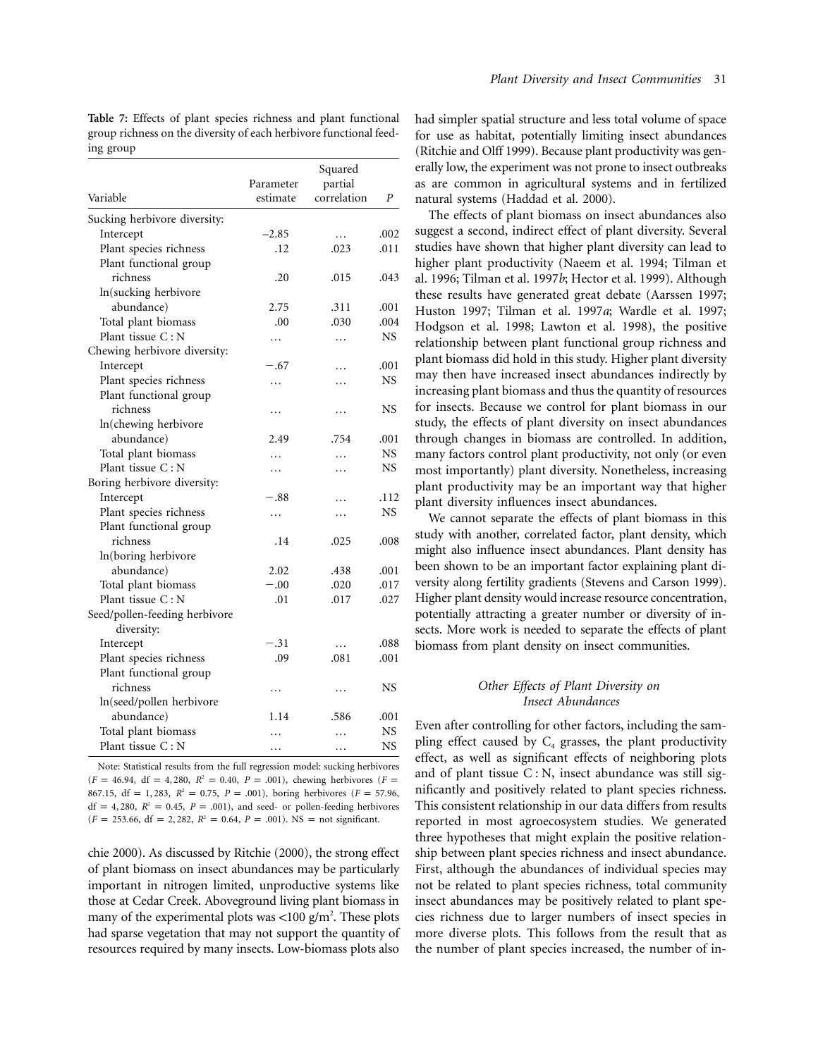**Table 7:** Effects of plant species richness and plant functional group richness on the diversity of each herbivore functional feeding group

| Variable | Parameter estimate | Squared partial correlation | *P* |
|---|---|---|---|
| Sucking herbivore diversity: | | | |
| Intercept | −2.85 | … | .002 |
| Plant species richness | .12 | .023 | .011 |
| Plant functional group richness | .20 | .015 | .043 |
| ln(sucking herbivore abundance) | 2.75 | .311 | .001 |
| Total plant biomass | .00 | .030 | .004 |
| Plant tissue C : N | … | … | NS |
| Chewing herbivore diversity: | | | |
| Intercept | −.67 | … | .001 |
| Plant species richness | … | … | NS |
| Plant functional group richness | … | … | NS |
| ln(chewing herbivore abundance) | 2.49 | .754 | .001 |
| Total plant biomass | … | … | NS |
| Plant tissue C : N | … | … | NS |
| Boring herbivore diversity: | | | |
| Intercept | −.88 | … | .112 |
| Plant species richness | … | … | NS |
| Plant functional group richness | .14 | .025 | .008 |
| ln(boring herbivore abundance) | 2.02 | .438 | .001 |
| Total plant biomass | −.00 | .020 | .017 |
| Plant tissue C : N | .01 | .017 | .027 |
| Seed/pollen-feeding herbivore diversity: | | | |
| Intercept | −.31 | … | .088 |
| Plant species richness | .09 | .081 | .001 |
| Plant functional group richness | … | … | NS |
| ln(seed/pollen herbivore abundance) | 1.14 | .586 | .001 |
| Total plant biomass | … | … | NS |
| Plant tissue C : N | … | … | NS |

Note: Statistical results from the full regression model: sucking herbivores ($F = 46.94$, $df = 4, 280$, $R^2 = 0.40$, $P = .001$), chewing herbivores ($F = 867.15$, $df = 1, 283$, $R^2 = 0.75$, $P = .001$), boring herbivores ($F = 57.96$, $df = 4, 280$, $R^2 = 0.45$, $P = .001$), and seed- or pollen-feeding herbivores ($F = 253.66$, $df = 2, 282$, $R^2 = 0.64$, $P = .001$). NS = not significant.

chie 2000). As discussed by Ritchie (2000), the strong effect of plant biomass on insect abundances may be particularly important in nitrogen limited, unproductive systems like those at Cedar Creek. Aboveground living plant biomass in many of the experimental plots was <100 g/m$^2$. These plots had sparse vegetation that may not support the quantity of resources required by many insects. Low-biomass plots also had simpler spatial structure and less total volume of space for use as habitat, potentially limiting insect abundances (Ritchie and Olff 1999). Because plant productivity was generally low, the experiment was not prone to insect outbreaks as are common in agricultural systems and in fertilized natural systems (Haddad et al. 2000).

The effects of plant biomass on insect abundances also suggest a second, indirect effect of plant diversity. Several studies have shown that higher plant diversity can lead to higher plant productivity (Naeem et al. 1994; Tilman et al. 1996; Tilman et al. 1997*b*; Hector et al. 1999). Although these results have generated great debate (Aarssen 1997; Huston 1997; Tilman et al. 1997*a*; Wardle et al. 1997; Hodgson et al. 1998; Lawton et al. 1998), the positive relationship between plant functional group richness and plant biomass did hold in this study. Higher plant diversity may then have increased insect abundances indirectly by increasing plant biomass and thus the quantity of resources for insects. Because we control for plant biomass in our study, the effects of plant diversity on insect abundances through changes in biomass are controlled. In addition, many factors control plant productivity, not only (or even most importantly) plant diversity. Nonetheless, increasing plant productivity may be an important way that higher plant diversity influences insect abundances.

We cannot separate the effects of plant biomass in this study with another, correlated factor, plant density, which might also influence insect abundances. Plant density has been shown to be an important factor explaining plant diversity along fertility gradients (Stevens and Carson 1999). Higher plant density would increase resource concentration, potentially attracting a greater number or diversity of insects. More work is needed to separate the effects of plant biomass from plant density on insect communities.

### *Other Effects of Plant Diversity on Insect Abundances*

Even after controlling for other factors, including the sampling effect caused by $C_4$ grasses, the plant productivity effect, as well as significant effects of neighboring plots and of plant tissue C : N, insect abundance was still significantly and positively related to plant species richness. This consistent relationship in our data differs from results reported in most agroecosystem studies. We generated three hypotheses that might explain the positive relationship between plant species richness and insect abundance. First, although the abundances of individual species may not be related to plant species richness, total community insect abundances may be positively related to plant species richness due to larger numbers of insect species in more diverse plots. This follows from the result that as the number of plant species increased, the number of in-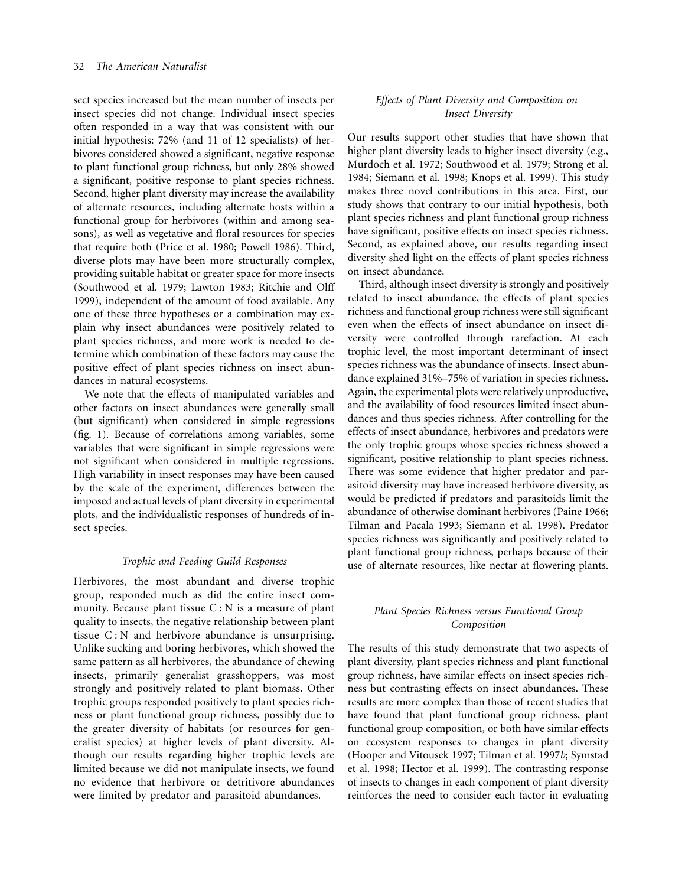sect species increased but the mean number of insects per insect species did not change. Individual insect species often responded in a way that was consistent with our initial hypothesis: 72% (and 11 of 12 specialists) of herbivores considered showed a significant, negative response to plant functional group richness, but only 28% showed a significant, positive response to plant species richness. Second, higher plant diversity may increase the availability of alternate resources, including alternate hosts within a functional group for herbivores (within and among seasons), as well as vegetative and floral resources for species that require both (Price et al. 1980; Powell 1986). Third, diverse plots may have been more structurally complex, providing suitable habitat or greater space for more insects (Southwood et al. 1979; Lawton 1983; Ritchie and Olff 1999), independent of the amount of food available. Any one of these three hypotheses or a combination may explain why insect abundances were positively related to plant species richness, and more work is needed to determine which combination of these factors may cause the positive effect of plant species richness on insect abundances in natural ecosystems.

We note that the effects of manipulated variables and other factors on insect abundances were generally small (but significant) when considered in simple regressions (fig. 1). Because of correlations among variables, some variables that were significant in simple regressions were not significant when considered in multiple regressions. High variability in insect responses may have been caused by the scale of the experiment, differences between the imposed and actual levels of plant diversity in experimental plots, and the individualistic responses of hundreds of insect species.

### *Trophic and Feeding Guild Responses*

Herbivores, the most abundant and diverse trophic group, responded much as did the entire insect community. Because plant tissue C : N is a measure of plant quality to insects, the negative relationship between plant tissue C : N and herbivore abundance is unsurprising. Unlike sucking and boring herbivores, which showed the same pattern as all herbivores, the abundance of chewing insects, primarily generalist grasshoppers, was most strongly and positively related to plant biomass. Other trophic groups responded positively to plant species richness or plant functional group richness, possibly due to the greater diversity of habitats (or resources for generalist species) at higher levels of plant diversity. Although our results regarding higher trophic levels are limited because we did not manipulate insects, we found no evidence that herbivore or detritivore abundances were limited by predator and parasitoid abundances.

### *Effects of Plant Diversity and Composition on Insect Diversity*

Our results support other studies that have shown that higher plant diversity leads to higher insect diversity (e.g., Murdoch et al. 1972; Southwood et al. 1979; Strong et al. 1984; Siemann et al. 1998; Knops et al. 1999). This study makes three novel contributions in this area. First, our study shows that contrary to our initial hypothesis, both plant species richness and plant functional group richness have significant, positive effects on insect species richness. Second, as explained above, our results regarding insect diversity shed light on the effects of plant species richness on insect abundance.

Third, although insect diversity is strongly and positively related to insect abundance, the effects of plant species richness and functional group richness were still significant even when the effects of insect abundance on insect diversity were controlled through rarefaction. At each trophic level, the most important determinant of insect species richness was the abundance of insects. Insect abundance explained 31%–75% of variation in species richness. Again, the experimental plots were relatively unproductive, and the availability of food resources limited insect abundances and thus species richness. After controlling for the effects of insect abundance, herbivores and predators were the only trophic groups whose species richness showed a significant, positive relationship to plant species richness. There was some evidence that higher predator and parasitoid diversity may have increased herbivore diversity, as would be predicted if predators and parasitoids limit the abundance of otherwise dominant herbivores (Paine 1966; Tilman and Pacala 1993; Siemann et al. 1998). Predator species richness was significantly and positively related to plant functional group richness, perhaps because of their use of alternate resources, like nectar at flowering plants.

### *Plant Species Richness versus Functional Group Composition*

The results of this study demonstrate that two aspects of plant diversity, plant species richness and plant functional group richness, have similar effects on insect species richness but contrasting effects on insect abundances. These results are more complex than those of recent studies that have found that plant functional group richness, plant functional group composition, or both have similar effects on ecosystem responses to changes in plant diversity (Hooper and Vitousek 1997; Tilman et al. 1997*b*; Symstad et al. 1998; Hector et al. 1999). The contrasting response of insects to changes in each component of plant diversity reinforces the need to consider each factor in evaluating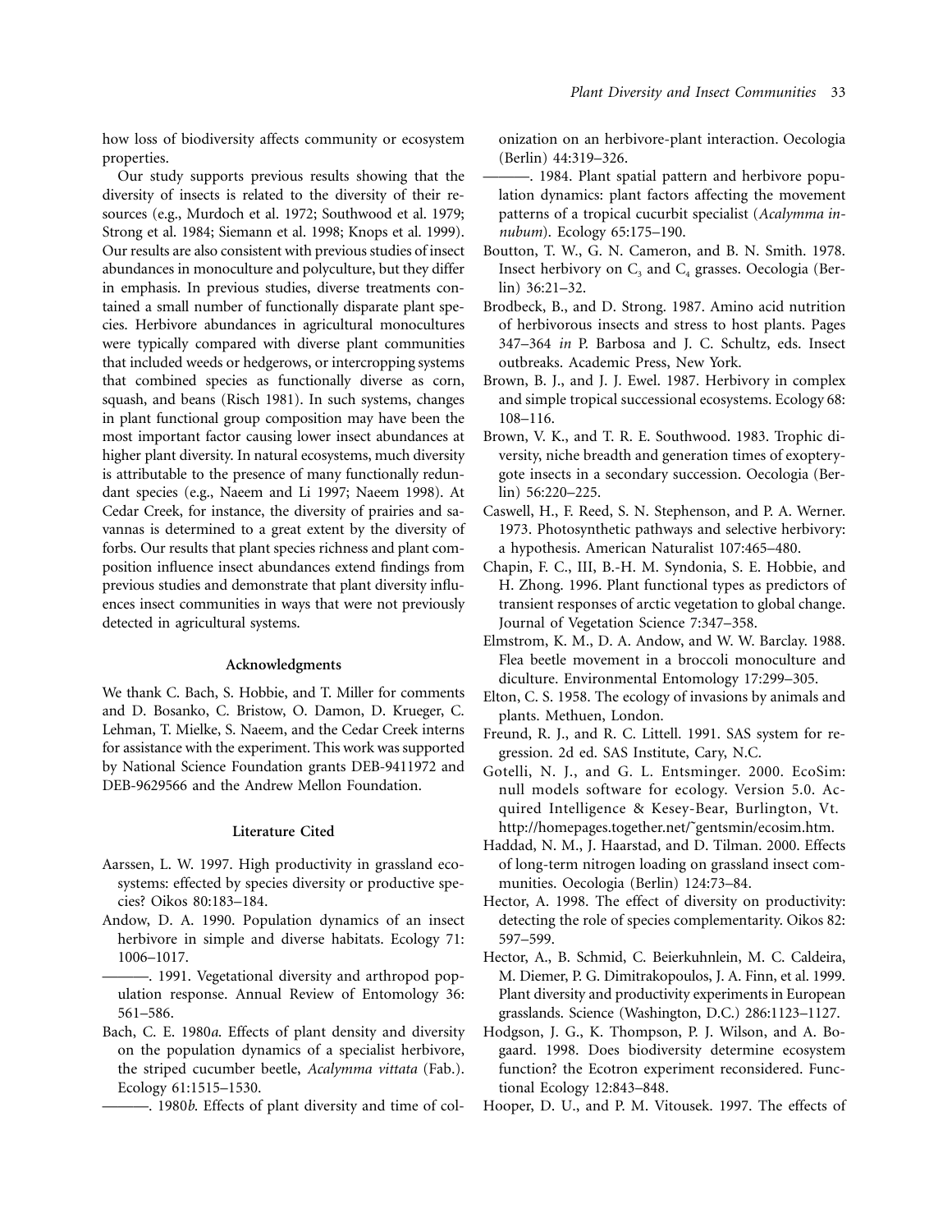how loss of biodiversity affects community or ecosystem properties.

Our study supports previous results showing that the diversity of insects is related to the diversity of their resources (e.g., Murdoch et al. 1972; Southwood et al. 1979; Strong et al. 1984; Siemann et al. 1998; Knops et al. 1999). Our results are also consistent with previous studies of insect abundances in monoculture and polyculture, but they differ in emphasis. In previous studies, diverse treatments contained a small number of functionally disparate plant species. Herbivore abundances in agricultural monocultures were typically compared with diverse plant communities that included weeds or hedgerows, or intercropping systems that combined species as functionally diverse as corn, squash, and beans (Risch 1981). In such systems, changes in plant functional group composition may have been the most important factor causing lower insect abundances at higher plant diversity. In natural ecosystems, much diversity is attributable to the presence of many functionally redundant species (e.g., Naeem and Li 1997; Naeem 1998). At Cedar Creek, for instance, the diversity of prairies and savannas is determined to a great extent by the diversity of forbs. Our results that plant species richness and plant composition influence insect abundances extend findings from previous studies and demonstrate that plant diversity influences insect communities in ways that were not previously detected in agricultural systems.

## Acknowledgments

We thank C. Bach, S. Hobbie, and T. Miller for comments and D. Bosanko, C. Bristow, O. Damon, D. Krueger, C. Lehman, T. Mielke, S. Naeem, and the Cedar Creek interns for assistance with the experiment. This work was supported by National Science Foundation grants DEB-9411972 and DEB-9629566 and the Andrew Mellon Foundation.

## Literature Cited

Aarssen, L. W. 1997. High productivity in grassland ecosystems: effected by species diversity or productive species? Oikos 80:183–184.

Andow, D. A. 1990. Population dynamics of an insect herbivore in simple and diverse habitats. Ecology 71: 1006–1017.

———. 1991. Vegetational diversity and arthropod population response. Annual Review of Entomology 36: 561–586.

Bach, C. E. 1980*a*. Effects of plant density and diversity on the population dynamics of a specialist herbivore, the striped cucumber beetle, *Acalymma vittata* (Fab.). Ecology 61:1515–1530.

———. 1980*b*. Effects of plant diversity and time of colonization on an herbivore-plant interaction. Oecologia (Berlin) 44:319–326.

———. 1984. Plant spatial pattern and herbivore population dynamics: plant factors affecting the movement patterns of a tropical cucurbit specialist (*Acalymma innubum*). Ecology 65:175–190.

Boutton, T. W., G. N. Cameron, and B. N. Smith. 1978. Insect herbivory on $C_3$ and $C_4$ grasses. Oecologia (Berlin) 36:21–32.

Brodbeck, B., and D. Strong. 1987. Amino acid nutrition of herbivorous insects and stress to host plants. Pages 347–364 *in* P. Barbosa and J. C. Schultz, eds. Insect outbreaks. Academic Press, New York.

Brown, B. J., and J. J. Ewel. 1987. Herbivory in complex and simple tropical successional ecosystems. Ecology 68: 108–116.

Brown, V. K., and T. R. E. Southwood. 1983. Trophic diversity, niche breadth and generation times of exopterygote insects in a secondary succession. Oecologia (Berlin) 56:220–225.

Caswell, H., F. Reed, S. N. Stephenson, and P. A. Werner. 1973. Photosynthetic pathways and selective herbivory: a hypothesis. American Naturalist 107:465–480.

Chapin, F. C., III, B.-H. M. Syndonia, S. E. Hobbie, and H. Zhong. 1996. Plant functional types as predictors of transient responses of arctic vegetation to global change. Journal of Vegetation Science 7:347–358.

Elmstrom, K. M., D. A. Andow, and W. W. Barclay. 1988. Flea beetle movement in a broccoli monoculture and diculture. Environmental Entomology 17:299–305.

Elton, C. S. 1958. The ecology of invasions by animals and plants. Methuen, London.

Freund, R. J., and R. C. Littell. 1991. SAS system for regression. 2d ed. SAS Institute, Cary, N.C.

Gotelli, N. J., and G. L. Entsminger. 2000. EcoSim: null models software for ecology. Version 5.0. Acquired Intelligence & Kesey-Bear, Burlington, Vt. http://homepages.together.net/~gentsmin/ecosim.htm.

Haddad, N. M., J. Haarstad, and D. Tilman. 2000. Effects of long-term nitrogen loading on grassland insect communities. Oecologia (Berlin) 124:73–84.

Hector, A. 1998. The effect of diversity on productivity: detecting the role of species complementarity. Oikos 82: 597–599.

Hector, A., B. Schmid, C. Beierkuhnlein, M. C. Caldeira, M. Diemer, P. G. Dimitrakopoulos, J. A. Finn, et al. 1999. Plant diversity and productivity experiments in European grasslands. Science (Washington, D.C.) 286:1123–1127.

Hodgson, J. G., K. Thompson, P. J. Wilson, and A. Bogaard. 1998. Does biodiversity determine ecosystem function? the Ecotron experiment reconsidered. Functional Ecology 12:843–848.

Hooper, D. U., and P. M. Vitousek. 1997. The effects of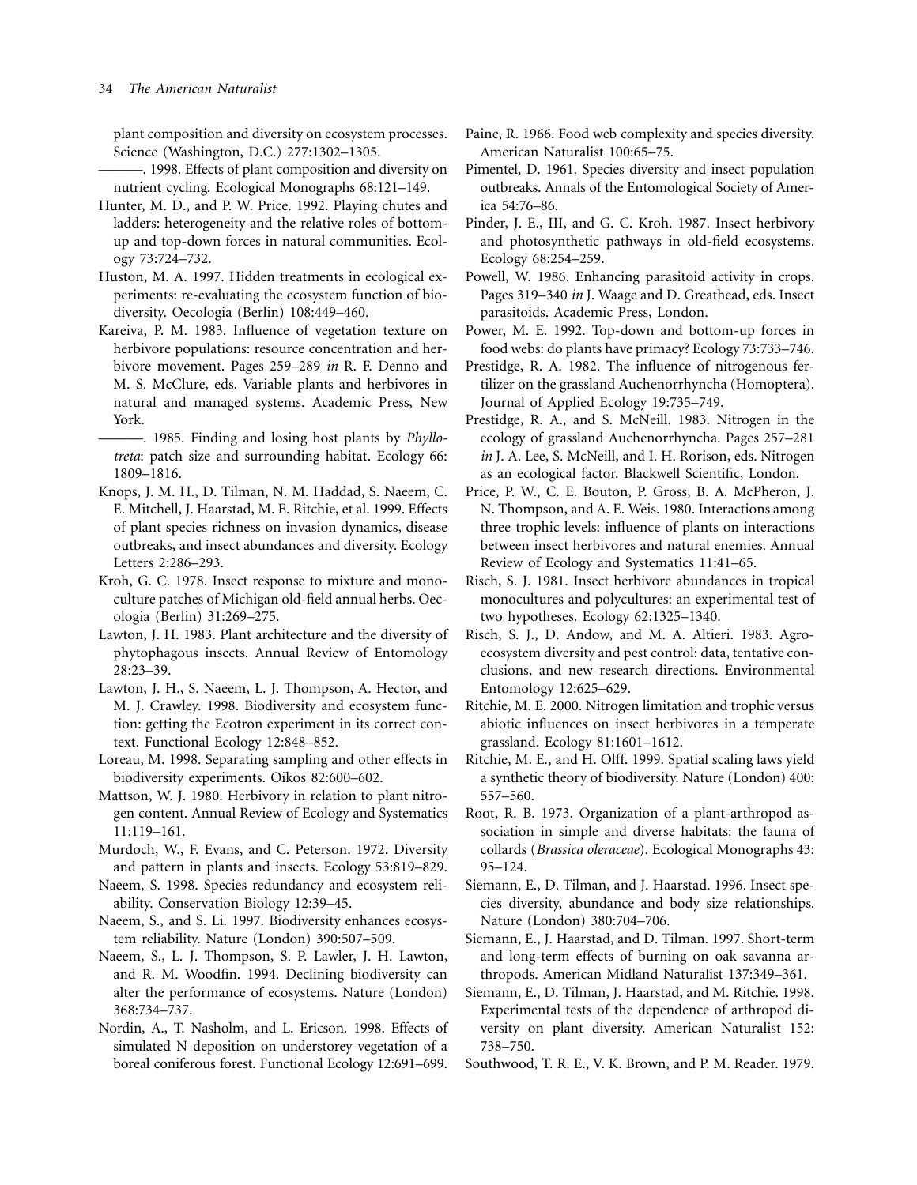plant composition and diversity on ecosystem processes. Science (Washington, D.C.) 277:1302–1305.

———. 1998. Effects of plant composition and diversity on nutrient cycling. Ecological Monographs 68:121–149.

Hunter, M. D., and P. W. Price. 1992. Playing chutes and ladders: heterogeneity and the relative roles of bottom-up and top-down forces in natural communities. Ecology 73:724–732.

Huston, M. A. 1997. Hidden treatments in ecological experiments: re-evaluating the ecosystem function of biodiversity. Oecologia (Berlin) 108:449–460.

Kareiva, P. M. 1983. Influence of vegetation texture on herbivore populations: resource concentration and herbivore movement. Pages 259–289 *in* R. F. Denno and M. S. McClure, eds. Variable plants and herbivores in natural and managed systems. Academic Press, New York.

———. 1985. Finding and losing host plants by *Phyllotreta*: patch size and surrounding habitat. Ecology 66: 1809–1816.

Knops, J. M. H., D. Tilman, N. M. Haddad, S. Naeem, C. E. Mitchell, J. Haarstad, M. E. Ritchie, et al. 1999. Effects of plant species richness on invasion dynamics, disease outbreaks, and insect abundances and diversity. Ecology Letters 2:286–293.

Kroh, G. C. 1978. Insect response to mixture and monoculture patches of Michigan old-field annual herbs. Oecologia (Berlin) 31:269–275.

Lawton, J. H. 1983. Plant architecture and the diversity of phytophagous insects. Annual Review of Entomology 28:23–39.

Lawton, J. H., S. Naeem, L. J. Thompson, A. Hector, and M. J. Crawley. 1998. Biodiversity and ecosystem function: getting the Ecotron experiment in its correct context. Functional Ecology 12:848–852.

Loreau, M. 1998. Separating sampling and other effects in biodiversity experiments. Oikos 82:600–602.

Mattson, W. J. 1980. Herbivory in relation to plant nitrogen content. Annual Review of Ecology and Systematics 11:119–161.

Murdoch, W., F. Evans, and C. Peterson. 1972. Diversity and pattern in plants and insects. Ecology 53:819–829.

Naeem, S. 1998. Species redundancy and ecosystem reliability. Conservation Biology 12:39–45.

Naeem, S., and S. Li. 1997. Biodiversity enhances ecosystem reliability. Nature (London) 390:507–509.

Naeem, S., L. J. Thompson, S. P. Lawler, J. H. Lawton, and R. M. Woodfin. 1994. Declining biodiversity can alter the performance of ecosystems. Nature (London) 368:734–737.

Nordin, A., T. Nasholm, and L. Ericson. 1998. Effects of simulated N deposition on understorey vegetation of a boreal coniferous forest. Functional Ecology 12:691–699.

Paine, R. 1966. Food web complexity and species diversity. American Naturalist 100:65–75.

Pimentel, D. 1961. Species diversity and insect population outbreaks. Annals of the Entomological Society of America 54:76–86.

Pinder, J. E., III, and G. C. Kroh. 1987. Insect herbivory and photosynthetic pathways in old-field ecosystems. Ecology 68:254–259.

Powell, W. 1986. Enhancing parasitoid activity in crops. Pages 319–340 *in* J. Waage and D. Greathead, eds. Insect parasitoids. Academic Press, London.

Power, M. E. 1992. Top-down and bottom-up forces in food webs: do plants have primacy? Ecology 73:733–746.

Prestidge, R. A. 1982. The influence of nitrogenous fertilizer on the grassland Auchenorrhyncha (Homoptera). Journal of Applied Ecology 19:735–749.

Prestidge, R. A., and S. McNeill. 1983. Nitrogen in the ecology of grassland Auchenorrhyncha. Pages 257–281 *in* J. A. Lee, S. McNeill, and I. H. Rorison, eds. Nitrogen as an ecological factor. Blackwell Scientific, London.

Price, P. W., C. E. Bouton, P. Gross, B. A. McPheron, J. N. Thompson, and A. E. Weis. 1980. Interactions among three trophic levels: influence of plants on interactions between insect herbivores and natural enemies. Annual Review of Ecology and Systematics 11:41–65.

Risch, S. J. 1981. Insect herbivore abundances in tropical monocultures and polycultures: an experimental test of two hypotheses. Ecology 62:1325–1340.

Risch, S. J., D. Andow, and M. A. Altieri. 1983. Agroecosystem diversity and pest control: data, tentative conclusions, and new research directions. Environmental Entomology 12:625–629.

Ritchie, M. E. 2000. Nitrogen limitation and trophic versus abiotic influences on insect herbivores in a temperate grassland. Ecology 81:1601–1612.

Ritchie, M. E., and H. Olff. 1999. Spatial scaling laws yield a synthetic theory of biodiversity. Nature (London) 400: 557–560.

Root, R. B. 1973. Organization of a plant-arthropod association in simple and diverse habitats: the fauna of collards (*Brassica oleraceae*). Ecological Monographs 43: 95–124.

Siemann, E., D. Tilman, and J. Haarstad. 1996. Insect species diversity, abundance and body size relationships. Nature (London) 380:704–706.

Siemann, E., J. Haarstad, and D. Tilman. 1997. Short-term and long-term effects of burning on oak savanna arthropods. American Midland Naturalist 137:349–361.

Siemann, E., D. Tilman, J. Haarstad, and M. Ritchie. 1998. Experimental tests of the dependence of arthropod diversity on plant diversity. American Naturalist 152: 738–750.

Southwood, T. R. E., V. K. Brown, and P. M. Reader. 1979.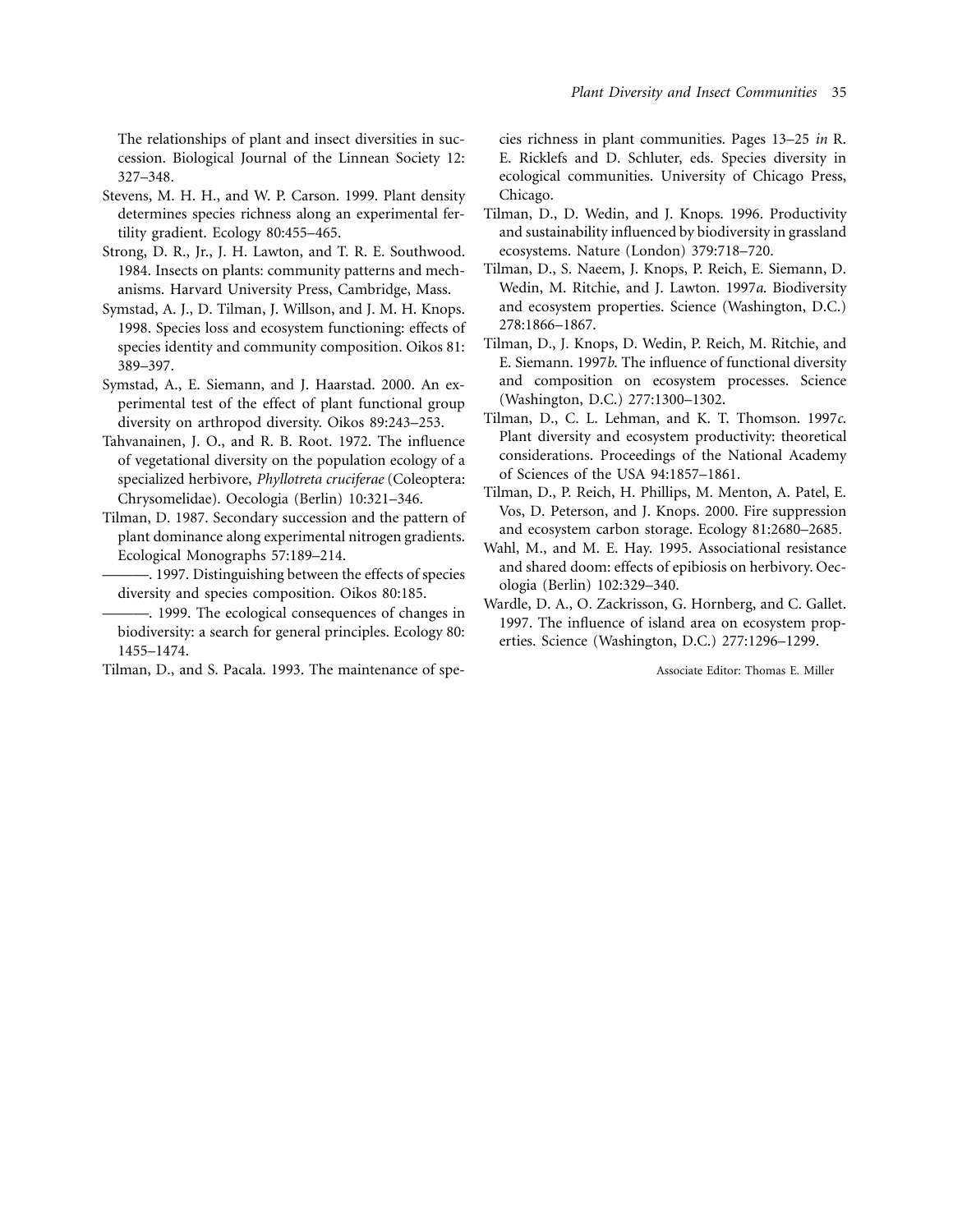The relationships of plant and insect diversities in succession. Biological Journal of the Linnean Society 12: 327–348.

Stevens, M. H. H., and W. P. Carson. 1999. Plant density determines species richness along an experimental fertility gradient. Ecology 80:455–465.

Strong, D. R., Jr., J. H. Lawton, and T. R. E. Southwood. 1984. Insects on plants: community patterns and mechanisms. Harvard University Press, Cambridge, Mass.

Symstad, A. J., D. Tilman, J. Willson, and J. M. H. Knops. 1998. Species loss and ecosystem functioning: effects of species identity and community composition. Oikos 81: 389–397.

Symstad, A., E. Siemann, and J. Haarstad. 2000. An experimental test of the effect of plant functional group diversity on arthropod diversity. Oikos 89:243–253.

Tahvanainen, J. O., and R. B. Root. 1972. The influence of vegetational diversity on the population ecology of a specialized herbivore, *Phyllotreta cruciferae* (Coleoptera: Chrysomelidae). Oecologia (Berlin) 10:321–346.

Tilman, D. 1987. Secondary succession and the pattern of plant dominance along experimental nitrogen gradients. Ecological Monographs 57:189–214.

———. 1997. Distinguishing between the effects of species diversity and species composition. Oikos 80:185.

———. 1999. The ecological consequences of changes in biodiversity: a search for general principles. Ecology 80: 1455–1474.

Tilman, D., and S. Pacala. 1993. The maintenance of species richness in plant communities. Pages 13–25 *in* R. E. Ricklefs and D. Schluter, eds. Species diversity in ecological communities. University of Chicago Press, Chicago.

Tilman, D., D. Wedin, and J. Knops. 1996. Productivity and sustainability influenced by biodiversity in grassland ecosystems. Nature (London) 379:718–720.

Tilman, D., S. Naeem, J. Knops, P. Reich, E. Siemann, D. Wedin, M. Ritchie, and J. Lawton. 1997*a*. Biodiversity and ecosystem properties. Science (Washington, D.C.) 278:1866–1867.

Tilman, D., J. Knops, D. Wedin, P. Reich, M. Ritchie, and E. Siemann. 1997*b*. The influence of functional diversity and composition on ecosystem processes. Science (Washington, D.C.) 277:1300–1302.

Tilman, D., C. L. Lehman, and K. T. Thomson. 1997*c*. Plant diversity and ecosystem productivity: theoretical considerations. Proceedings of the National Academy of Sciences of the USA 94:1857–1861.

Tilman, D., P. Reich, H. Phillips, M. Menton, A. Patel, E. Vos, D. Peterson, and J. Knops. 2000. Fire suppression and ecosystem carbon storage. Ecology 81:2680–2685.

Wahl, M., and M. E. Hay. 1995. Associational resistance and shared doom: effects of epibiosis on herbivory. Oecologia (Berlin) 102:329–340.

Wardle, D. A., O. Zackrisson, G. Hornberg, and C. Gallet. 1997. The influence of island area on ecosystem properties. Science (Washington, D.C.) 277:1296–1299.

Associate Editor: Thomas E. Miller